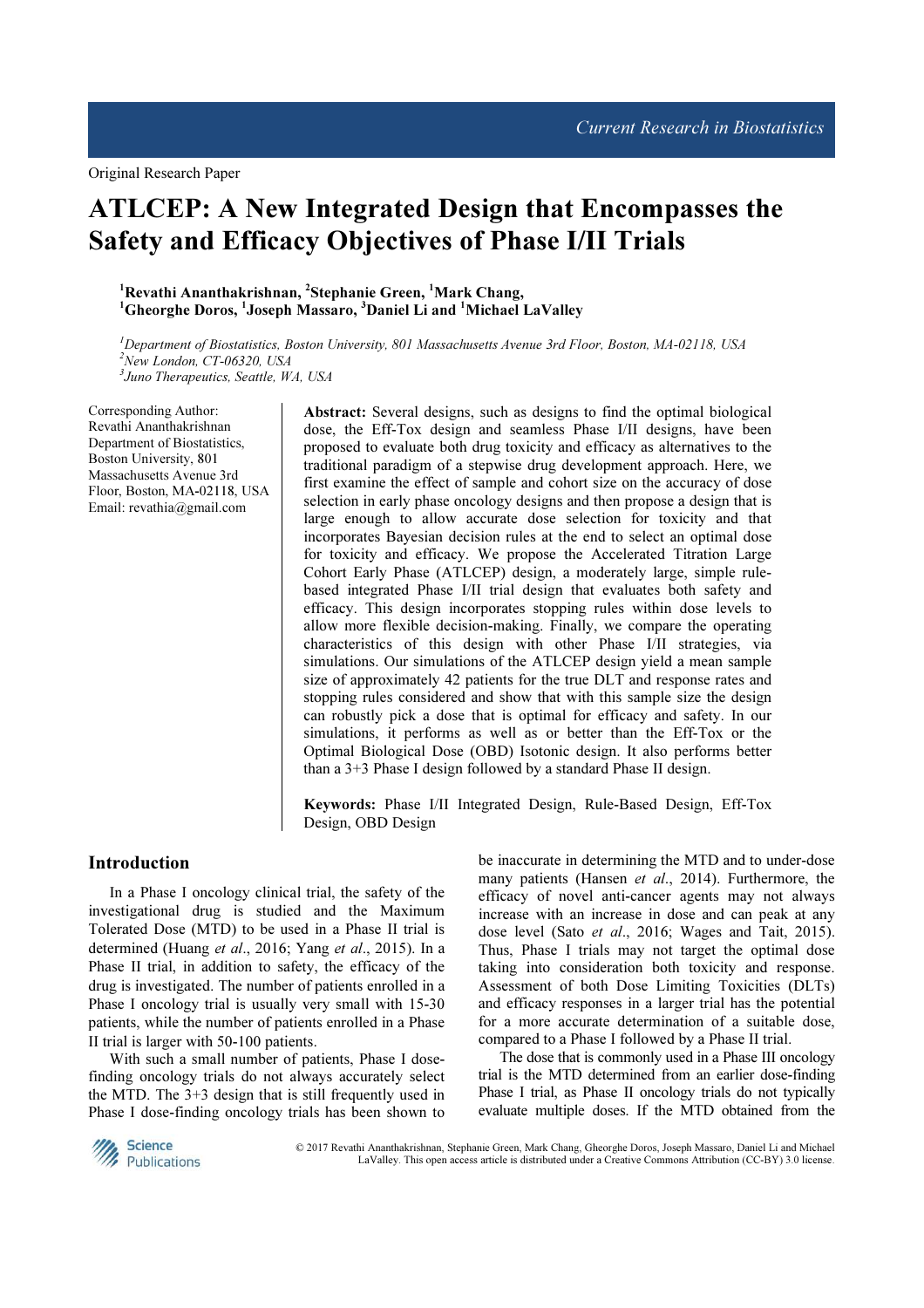Original Research Paper

# ATLCEP: A New Integrated Design that Encompasses the Safety and Efficacy Objectives of Phase I/II Trials

[1]Revathi Ananthakrishnan, [2]Stephanie Green, [1]Mark Chang, [1]Gheorghe Doros, [1]Joseph Massaro, [3]Daniel Li and [1]Michael LaValley

[1]*Department of Biostatistics, Boston University, 801 Massachusetts Avenue 3rd Floor, Boston, MA-02118, USA*
[2]*New London, CT-06320, USA*
[3]*Juno Therapeutics, Seattle, WA, USA*

Corresponding Author:
Revathi Ananthakrishnan
Department of Biostatistics, Boston University, 801 Massachusetts Avenue 3rd Floor, Boston, MA-02118, USA
Email: revathia@gmail.com

**Abstract:** Several designs, such as designs to find the optimal biological dose, the Eff-Tox design and seamless Phase I/II designs, have been proposed to evaluate both drug toxicity and efficacy as alternatives to the traditional paradigm of a stepwise drug development approach. Here, we first examine the effect of sample and cohort size on the accuracy of dose selection in early phase oncology designs and then propose a design that is large enough to allow accurate dose selection for toxicity and that incorporates Bayesian decision rules at the end to select an optimal dose for toxicity and efficacy. We propose the Accelerated Titration Large Cohort Early Phase (ATLCEP) design, a moderately large, simple rule-based integrated Phase I/II trial design that evaluates both safety and efficacy. This design incorporates stopping rules within dose levels to allow more flexible decision-making. Finally, we compare the operating characteristics of this design with other Phase I/II strategies, via simulations. Our simulations of the ATLCEP design yield a mean sample size of approximately 42 patients for the true DLT and response rates and stopping rules considered and show that with this sample size the design can robustly pick a dose that is optimal for efficacy and safety. In our simulations, it performs as well as or better than the Eff-Tox or the Optimal Biological Dose (OBD) Isotonic design. It also performs better than a 3+3 Phase I design followed by a standard Phase II design.

**Keywords:** Phase I/II Integrated Design, Rule-Based Design, Eff-Tox Design, OBD Design

## Introduction

In a Phase I oncology clinical trial, the safety of the investigational drug is studied and the Maximum Tolerated Dose (MTD) to be used in a Phase II trial is determined (Huang *et al*., 2016; Yang *et al*., 2015). In a Phase II trial, in addition to safety, the efficacy of the drug is investigated. The number of patients enrolled in a Phase I oncology trial is usually very small with 15-30 patients, while the number of patients enrolled in a Phase II trial is larger with 50-100 patients.

With such a small number of patients, Phase I dose-finding oncology trials do not always accurately select the MTD. The 3+3 design that is still frequently used in Phase I dose-finding oncology trials has been shown to be inaccurate in determining the MTD and to under-dose many patients (Hansen *et al*., 2014). Furthermore, the efficacy of novel anti-cancer agents may not always increase with an increase in dose and can peak at any dose level (Sato *et al*., 2016; Wages and Tait, 2015). Thus, Phase I trials may not target the optimal dose taking into consideration both toxicity and response. Assessment of both Dose Limiting Toxicities (DLTs) and efficacy responses in a larger trial has the potential for a more accurate determination of a suitable dose, compared to a Phase I followed by a Phase II trial.

The dose that is commonly used in a Phase III oncology trial is the MTD determined from an earlier dose-finding Phase I trial, as Phase II oncology trials do not typically evaluate multiple doses. If the MTD obtained from the

© 2017 Revathi Ananthakrishnan, Stephanie Green, Mark Chang, Gheorghe Doros, Joseph Massaro, Daniel Li and Michael LaValley. This open access article is distributed under a Creative Commons Attribution (CC-BY) 3.0 license.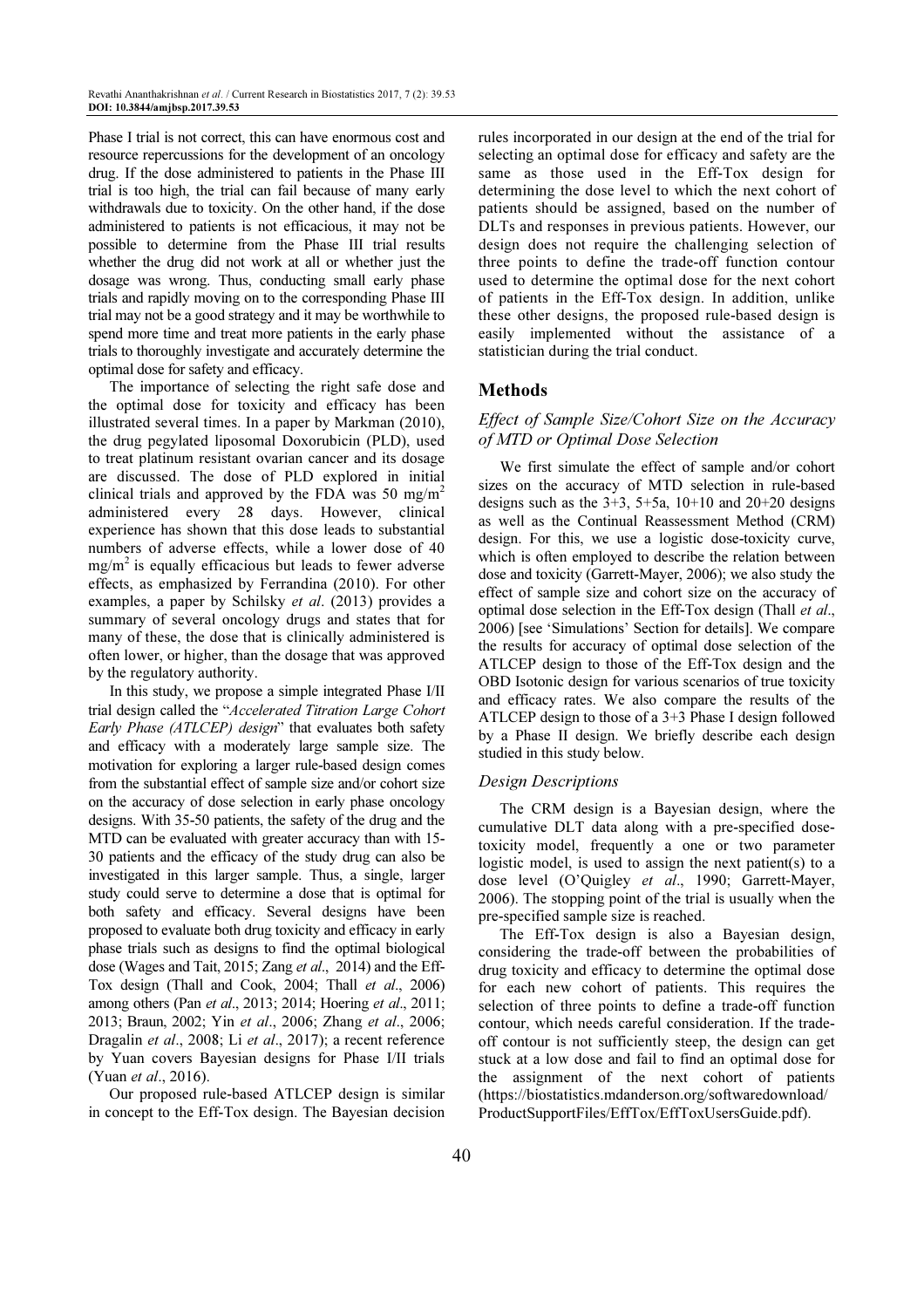Phase I trial is not correct, this can have enormous cost and resource repercussions for the development of an oncology drug. If the dose administered to patients in the Phase III trial is too high, the trial can fail because of many early withdrawals due to toxicity. On the other hand, if the dose administered to patients is not efficacious, it may not be possible to determine from the Phase III trial results whether the drug did not work at all or whether just the dosage was wrong. Thus, conducting small early phase trials and rapidly moving on to the corresponding Phase III trial may not be a good strategy and it may be worthwhile to spend more time and treat more patients in the early phase trials to thoroughly investigate and accurately determine the optimal dose for safety and efficacy.

The importance of selecting the right safe dose and the optimal dose for toxicity and efficacy has been illustrated several times. In a paper by Markman (2010), the drug pegylated liposomal Doxorubicin (PLD), used to treat platinum resistant ovarian cancer and its dosage are discussed. The dose of PLD explored in initial clinical trials and approved by the FDA was 50 mg/m$^2$ administered every 28 days. However, clinical experience has shown that this dose leads to substantial numbers of adverse effects, while a lower dose of 40 mg/m$^2$ is equally efficacious but leads to fewer adverse effects, as emphasized by Ferrandina (2010). For other examples, a paper by Schilsky *et al*. (2013) provides a summary of several oncology drugs and states that for many of these, the dose that is clinically administered is often lower, or higher, than the dosage that was approved by the regulatory authority.

In this study, we propose a simple integrated Phase I/II trial design called the "*Accelerated Titration Large Cohort Early Phase (ATLCEP) design*" that evaluates both safety and efficacy with a moderately large sample size. The motivation for exploring a larger rule-based design comes from the substantial effect of sample size and/or cohort size on the accuracy of dose selection in early phase oncology designs. With 35-50 patients, the safety of the drug and the MTD can be evaluated with greater accuracy than with 15-30 patients and the efficacy of the study drug can also be investigated in this larger sample. Thus, a single, larger study could serve to determine a dose that is optimal for both safety and efficacy. Several designs have been proposed to evaluate both drug toxicity and efficacy in early phase trials such as designs to find the optimal biological dose (Wages and Tait, 2015; Zang *et al*., 2014) and the Eff-Tox design (Thall and Cook, 2004; Thall *et al*., 2006) among others (Pan *et al*., 2013; 2014; Hoering *et al*., 2011; 2013; Braun, 2002; Yin *et al*., 2006; Zhang *et al*., 2006; Dragalin *et al*., 2008; Li *et al*., 2017); a recent reference by Yuan covers Bayesian designs for Phase I/II trials (Yuan *et al*., 2016).

Our proposed rule-based ATLCEP design is similar in concept to the Eff-Tox design. The Bayesian decision rules incorporated in our design at the end of the trial for selecting an optimal dose for efficacy and safety are the same as those used in the Eff-Tox design for determining the dose level to which the next cohort of patients should be assigned, based on the number of DLTs and responses in previous patients. However, our design does not require the challenging selection of three points to define the trade-off function contour used to determine the optimal dose for the next cohort of patients in the Eff-Tox design. In addition, unlike these other designs, the proposed rule-based design is easily implemented without the assistance of a statistician during the trial conduct.

## Methods

### *Effect of Sample Size/Cohort Size on the Accuracy of MTD or Optimal Dose Selection*

We first simulate the effect of sample and/or cohort sizes on the accuracy of MTD selection in rule-based designs such as the 3+3, 5+5a, 10+10 and 20+20 designs as well as the Continual Reassessment Method (CRM) design. For this, we use a logistic dose-toxicity curve, which is often employed to describe the relation between dose and toxicity (Garrett-Mayer, 2006); we also study the effect of sample size and cohort size on the accuracy of optimal dose selection in the Eff-Tox design (Thall *et al*., 2006) [see 'Simulations' Section for details]. We compare the results for accuracy of optimal dose selection of the ATLCEP design to those of the Eff-Tox design and the OBD Isotonic design for various scenarios of true toxicity and efficacy rates. We also compare the results of the ATLCEP design to those of a 3+3 Phase I design followed by a Phase II design. We briefly describe each design studied in this study below.

### *Design Descriptions*

The CRM design is a Bayesian design, where the cumulative DLT data along with a pre-specified dose-toxicity model, frequently a one or two parameter logistic model, is used to assign the next patient(s) to a dose level (O'Quigley *et al*., 1990; Garrett-Mayer, 2006). The stopping point of the trial is usually when the pre-specified sample size is reached.

The Eff-Tox design is also a Bayesian design, considering the trade-off between the probabilities of drug toxicity and efficacy to determine the optimal dose for each new cohort of patients. This requires the selection of three points to define a trade-off function contour, which needs careful consideration. If the trade-off contour is not sufficiently steep, the design can get stuck at a low dose and fail to find an optimal dose for the assignment of the next cohort of patients (https://biostatistics.mdanderson.org/softwaredownload/ProductSupportFiles/EffTox/EffToxUsersGuide.pdf).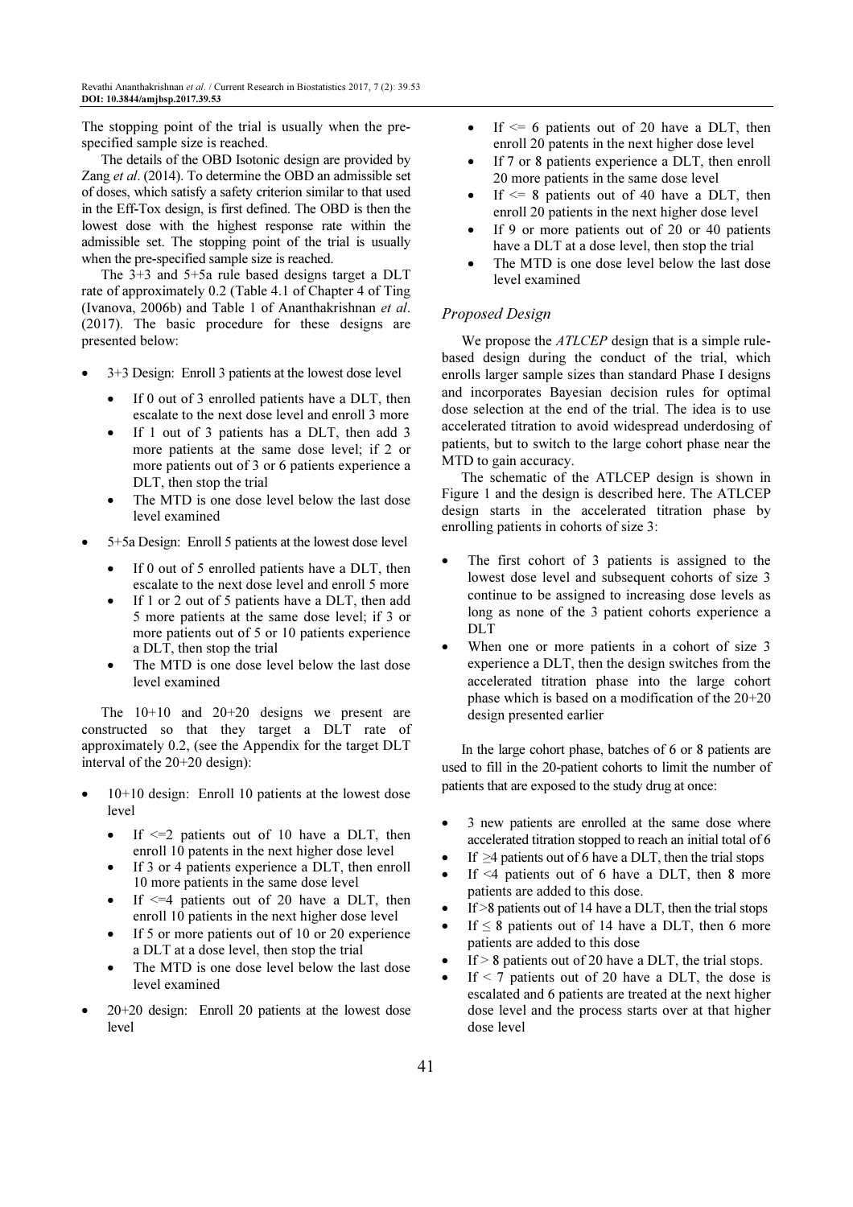The stopping point of the trial is usually when the pre-specified sample size is reached.

The details of the OBD Isotonic design are provided by Zang *et al*. (2014). To determine the OBD an admissible set of doses, which satisfy a safety criterion similar to that used in the Eff-Tox design, is first defined. The OBD is then the lowest dose with the highest response rate within the admissible set. The stopping point of the trial is usually when the pre-specified sample size is reached.

The 3+3 and 5+5a rule based designs target a DLT rate of approximately 0.2 (Table 4.1 of Chapter 4 of Ting (Ivanova, 2006b) and Table 1 of Ananthakrishnan *et al*. (2017). The basic procedure for these designs are presented below:

- 3+3 Design: Enroll 3 patients at the lowest dose level
  - If 0 out of 3 enrolled patients have a DLT, then escalate to the next dose level and enroll 3 more
  - If 1 out of 3 patients has a DLT, then add 3 more patients at the same dose level; if 2 or more patients out of 3 or 6 patients experience a DLT, then stop the trial
  - The MTD is one dose level below the last dose level examined
- 5+5a Design: Enroll 5 patients at the lowest dose level
  - If 0 out of 5 enrolled patients have a DLT, then escalate to the next dose level and enroll 5 more
  - If 1 or 2 out of 5 patients have a DLT, then add 5 more patients at the same dose level; if 3 or more patients out of 5 or 10 patients experience a DLT, then stop the trial
  - The MTD is one dose level below the last dose level examined

The 10+10 and 20+20 designs we present are constructed so that they target a DLT rate of approximately 0.2, (see the Appendix for the target DLT interval of the 20+20 design):

- 10+10 design: Enroll 10 patients at the lowest dose level
  - If <=2 patients out of 10 have a DLT, then enroll 10 patents in the next higher dose level
  - If 3 or 4 patients experience a DLT, then enroll 10 more patients in the same dose level
  - If <=4 patients out of 20 have a DLT, then enroll 10 patients in the next higher dose level
  - If 5 or more patients out of 10 or 20 experience a DLT at a dose level, then stop the trial
  - The MTD is one dose level below the last dose level examined
- 20+20 design: Enroll 20 patients at the lowest dose level
  - If <= 6 patients out of 20 have a DLT, then enroll 20 patents in the next higher dose level
  - If 7 or 8 patients experience a DLT, then enroll 20 more patients in the same dose level
  - If <= 8 patients out of 40 have a DLT, then enroll 20 patients in the next higher dose level
  - If 9 or more patients out of 20 or 40 patients have a DLT at a dose level, then stop the trial
  - The MTD is one dose level below the last dose level examined

### Proposed Design

We propose the *ATLCEP* design that is a simple rule-based design during the conduct of the trial, which enrolls larger sample sizes than standard Phase I designs and incorporates Bayesian decision rules for optimal dose selection at the end of the trial. The idea is to use accelerated titration to avoid widespread underdosing of patients, but to switch to the large cohort phase near the MTD to gain accuracy.

The schematic of the ATLCEP design is shown in Figure 1 and the design is described here. The ATLCEP design starts in the accelerated titration phase by enrolling patients in cohorts of size 3:

- The first cohort of 3 patients is assigned to the lowest dose level and subsequent cohorts of size 3 continue to be assigned to increasing dose levels as long as none of the 3 patient cohorts experience a DLT
- When one or more patients in a cohort of size 3 experience a DLT, then the design switches from the accelerated titration phase into the large cohort phase which is based on a modification of the 20+20 design presented earlier

In the large cohort phase, batches of 6 or 8 patients are used to fill in the 20-patient cohorts to limit the number of patients that are exposed to the study drug at once:

- 3 new patients are enrolled at the same dose where accelerated titration stopped to reach an initial total of 6
- If $\geq$4 patients out of 6 have a DLT, then the trial stops
- If <4 patients out of 6 have a DLT, then 8 more patients are added to this dose.
- If >8 patients out of 14 have a DLT, then the trial stops
- If $\leq$ 8 patients out of 14 have a DLT, then 6 more patients are added to this dose
- If > 8 patients out of 20 have a DLT, the trial stops.
- If < 7 patients out of 20 have a DLT, the dose is escalated and 6 patients are treated at the next higher dose level and the process starts over at that higher dose level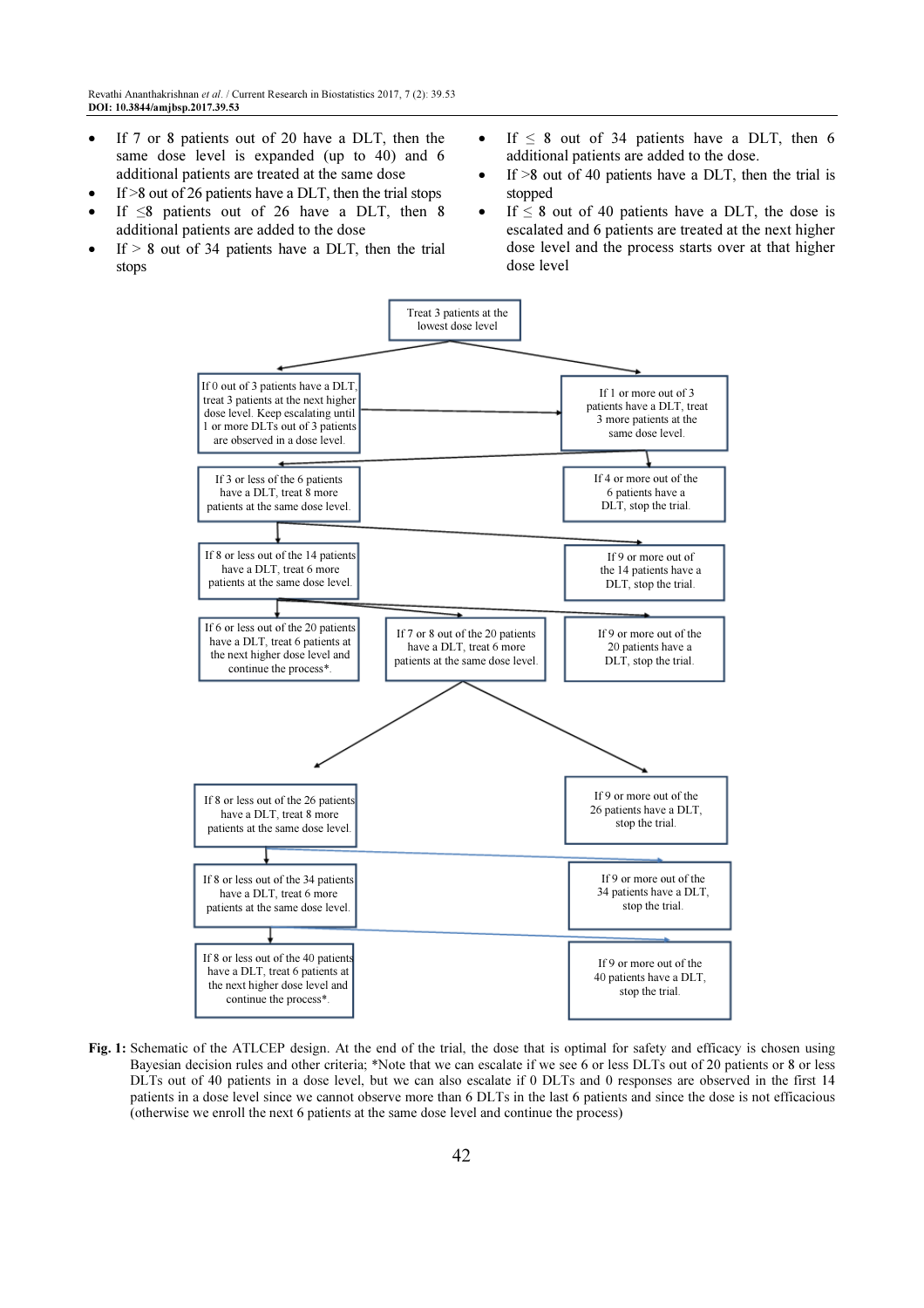- If 7 or 8 patients out of 20 have a DLT, then the same dose level is expanded (up to 40) and 6 additional patients are treated at the same dose
- If >8 out of 26 patients have a DLT, then the trial stops
- If ≤8 patients out of 26 have a DLT, then 8 additional patients are added to the dose
- If > 8 out of 34 patients have a DLT, then the trial stops
- If ≤ 8 out of 34 patients have a DLT, then 6 additional patients are added to the dose.
- If >8 out of 40 patients have a DLT, then the trial is stopped
- If ≤ 8 out of 40 patients have a DLT, the dose is escalated and 6 patients are treated at the next higher dose level and the process starts over at that higher dose level

Treat 3 patients at the lowest dose level

If 0 out of 3 patients have a DLT, treat 3 patients at the next higher dose level. Keep escalating until 1 or more DLTs out of 3 patients are observed in a dose level.

If 1 or more out of 3 patients have a DLT, treat 3 more patients at the same dose level.

If 3 or less of the 6 patients have a DLT, treat 8 more patients at the same dose level.

If 4 or more out of the 6 patients have a DLT, stop the trial.

If 8 or less out of the 14 patients have a DLT, treat 6 more patients at the same dose level.

If 9 or more out of the 14 patients have a DLT, stop the trial.

If 6 or less out of the 20 patients have a DLT, treat 6 patients at the next higher dose level and continue the process*.

If 7 or 8 out of the 20 patients have a DLT, treat 6 more patients at the same dose level.

If 9 or more out of the 20 patients have a DLT, stop the trial.

If 8 or less out of the 26 patients have a DLT, treat 8 more patients at the same dose level.

If 9 or more out of the 26 patients have a DLT, stop the trial.

If 8 or less out of the 34 patients have a DLT, treat 6 more patients at the same dose level.

If 9 or more out of the 34 patients have a DLT, stop the trial.

If 8 or less out of the 40 patients have a DLT, treat 6 patients at the next higher dose level and continue the process*.

If 9 or more out of the 40 patients have a DLT, stop the trial.

**Fig. 1:** Schematic of the ATLCEP design. At the end of the trial, the dose that is optimal for safety and efficacy is chosen using Bayesian decision rules and other criteria; *Note that we can escalate if we see 6 or less DLTs out of 20 patients or 8 or less DLTs out of 40 patients in a dose level, but we can also escalate if 0 DLTs and 0 responses are observed in the first 14 patients in a dose level since we cannot observe more than 6 DLTs in the last 6 patients and since the dose is not efficacious (otherwise we enroll the next 6 patients at the same dose level and continue the process)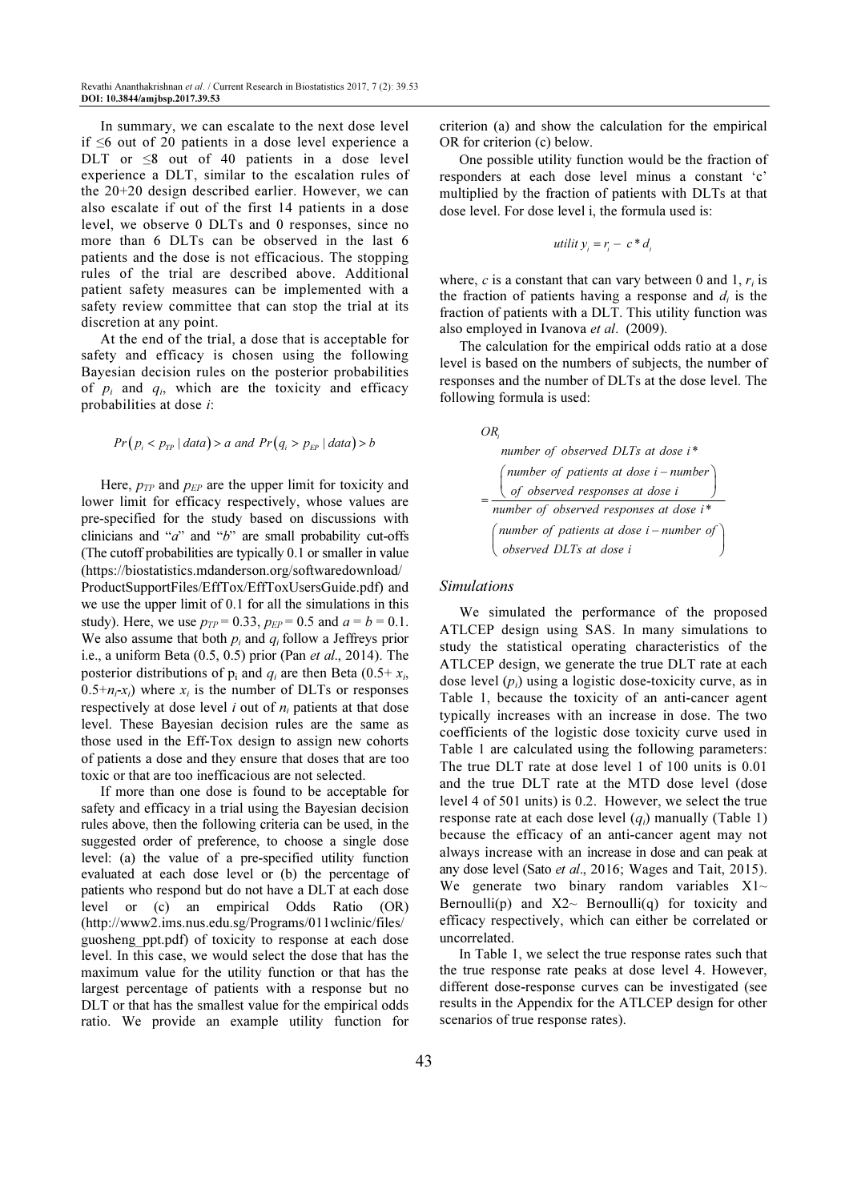In summary, we can escalate to the next dose level if ≤6 out of 20 patients in a dose level experience a DLT or ≤8 out of 40 patients in a dose level experience a DLT, similar to the escalation rules of the 20+20 design described earlier. However, we can also escalate if out of the first 14 patients in a dose level, we observe 0 DLTs and 0 responses, since no more than 6 DLTs can be observed in the last 6 patients and the dose is not efficacious. The stopping rules of the trial are described above. Additional patient safety measures can be implemented with a safety review committee that can stop the trial at its discretion at any point.

At the end of the trial, a dose that is acceptable for safety and efficacy is chosen using the following Bayesian decision rules on the posterior probabilities of $p_i$ and $q_i$, which are the toxicity and efficacy probabilities at dose $i$:

$$Pr\left(p_i < p_{TP} \mid data\right) > a \text{ and } Pr\left(q_i > p_{EP} \mid data\right) > b$$

Here, $p_{TP}$ and $p_{EP}$ are the upper limit for toxicity and lower limit for efficacy respectively, whose values are pre-specified for the study based on discussions with clinicians and "$a$" and "$b$" are small probability cut-offs (The cutoff probabilities are typically 0.1 or smaller in value (https://biostatistics.mdanderson.org/softwaredownload/ProductSupportFiles/EffTox/EffToxUsersGuide.pdf) and we use the upper limit of 0.1 for all the simulations in this study). Here, we use $p_{TP} = 0.33$, $p_{EP} = 0.5$ and $a = b = 0.1$. We also assume that both $p_i$ and $q_i$ follow a Jeffreys prior i.e., a uniform Beta (0.5, 0.5) prior (Pan *et al*., 2014). The posterior distributions of $p_i$ and $q_i$ are then Beta $(0.5+ x_i, 0.5+n_i-x_i)$ where $x_i$ is the number of DLTs or responses respectively at dose level $i$ out of $n_i$ patients at that dose level. These Bayesian decision rules are the same as those used in the Eff-Tox design to assign new cohorts of patients a dose and they ensure that doses that are too toxic or that are too inefficacious are not selected.

If more than one dose is found to be acceptable for safety and efficacy in a trial using the Bayesian decision rules above, then the following criteria can be used, in the suggested order of preference, to choose a single dose level: (a) the value of a pre-specified utility function evaluated at each dose level or (b) the percentage of patients who respond but do not have a DLT at each dose level or (c) an empirical Odds Ratio (OR) (http://www2.ims.nus.edu.sg/Programs/011wclinic/files/guosheng_ppt.pdf) of toxicity to response at each dose level. In this case, we would select the dose that has the maximum value for the utility function or that has the largest percentage of patients with a response but no DLT or that has the smallest value for the empirical odds ratio. We provide an example utility function for criterion (a) and show the calculation for the empirical OR for criterion (c) below.

One possible utility function would be the fraction of responders at each dose level minus a constant 'c' multiplied by the fraction of patients with DLTs at that dose level. For dose level i, the formula used is:

$$utility_i = r_i - c * d_i$$

where, $c$ is a constant that can vary between 0 and 1, $r_i$ is the fraction of patients having a response and $d_i$ is the fraction of patients with a DLT. This utility function was also employed in Ivanova *et al*. (2009).

The calculation for the empirical odds ratio at a dose level is based on the numbers of subjects, the number of responses and the number of DLTs at the dose level. The following formula is used:

$$OR_i = \frac{\text{number of observed DLTs at dose } i * \left(\begin{array}{l}\text{number of patients at dose } i - \text{number} \\ \text{of observed responses at dose } i\end{array}\right)}{\text{number of observed responses at dose } i * \left(\begin{array}{l}\text{number of patients at dose } i - \text{number of} \\ \text{observed DLTs at dose } i\end{array}\right)}$$

### *Simulations*

We simulated the performance of the proposed ATLCEP design using SAS. In many simulations to study the statistical operating characteristics of the ATLCEP design, we generate the true DLT rate at each dose level ($p_i$) using a logistic dose-toxicity curve, as in Table 1, because the toxicity of an anti-cancer agent typically increases with an increase in dose. The two coefficients of the logistic dose toxicity curve used in Table 1 are calculated using the following parameters: The true DLT rate at dose level 1 of 100 units is 0.01 and the true DLT rate at the MTD dose level (dose level 4 of 501 units) is 0.2. However, we select the true response rate at each dose level ($q_i$) manually (Table 1) because the efficacy of an anti-cancer agent may not always increase with an increase in dose and can peak at any dose level (Sato *et al*., 2016; Wages and Tait, 2015). We generate two binary random variables X1~ Bernoulli(p) and X2~ Bernoulli(q) for toxicity and efficacy respectively, which can either be correlated or uncorrelated.

In Table 1, we select the true response rates such that the true response rate peaks at dose level 4. However, different dose-response curves can be investigated (see results in the Appendix for the ATLCEP design for other scenarios of true response rates).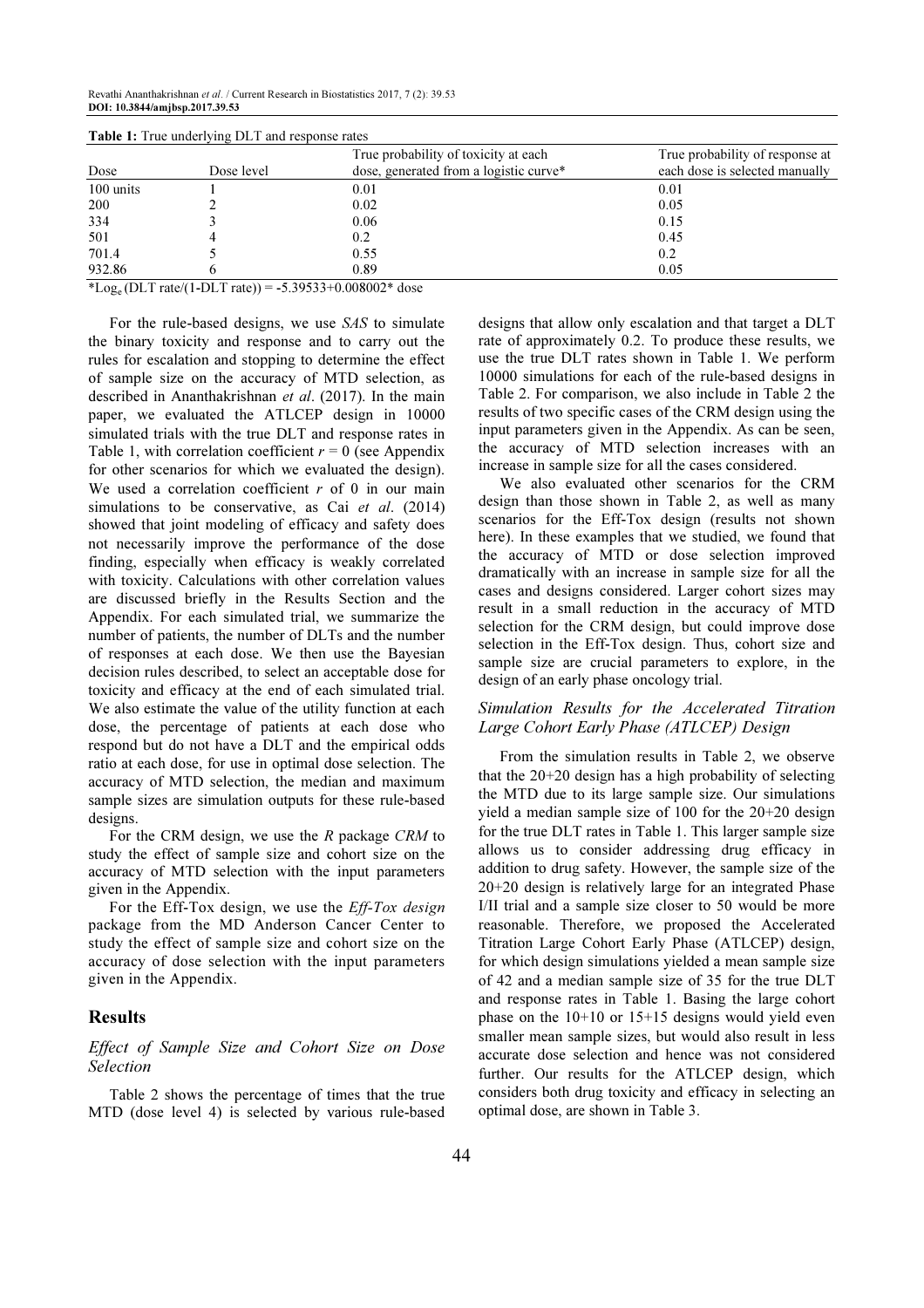**Table 1:** True underlying DLT and response rates

| Dose | Dose level | True probability of toxicity at each dose, generated from a logistic curve* | True probability of response at each dose is selected manually |
|---|---|---|---|
| 100 units | 1 | 0.01 | 0.01 |
| 200 | 2 | 0.02 | 0.05 |
| 334 | 3 | 0.06 | 0.15 |
| 501 | 4 | 0.2 | 0.45 |
| 701.4 | 5 | 0.55 | 0.2 |
| 932.86 | 6 | 0.89 | 0.05 |

*$\text{Log}_e$ (DLT rate/(1-DLT rate)) = -5.39533+0.008002* dose

For the rule-based designs, we use *SAS* to simulate the binary toxicity and response and to carry out the rules for escalation and stopping to determine the effect of sample size on the accuracy of MTD selection, as described in Ananthakrishnan *et al*. (2017). In the main paper, we evaluated the ATLCEP design in 10000 simulated trials with the true DLT and response rates in Table 1, with correlation coefficient $r = 0$ (see Appendix for other scenarios for which we evaluated the design). We used a correlation coefficient $r$ of 0 in our main simulations to be conservative, as Cai *et al*. (2014) showed that joint modeling of efficacy and safety does not necessarily improve the performance of the dose finding, especially when efficacy is weakly correlated with toxicity. Calculations with other correlation values are discussed briefly in the Results Section and the Appendix. For each simulated trial, we summarize the number of patients, the number of DLTs and the number of responses at each dose. We then use the Bayesian decision rules described, to select an acceptable dose for toxicity and efficacy at the end of each simulated trial. We also estimate the value of the utility function at each dose, the percentage of patients at each dose who respond but do not have a DLT and the empirical odds ratio at each dose, for use in optimal dose selection. The accuracy of MTD selection, the median and maximum sample sizes are simulation outputs for these rule-based designs.

For the CRM design, we use the *R* package *CRM* to study the effect of sample size and cohort size on the accuracy of MTD selection with the input parameters given in the Appendix.

For the Eff-Tox design, we use the *Eff-Tox design* package from the MD Anderson Cancer Center to study the effect of sample size and cohort size on the accuracy of dose selection with the input parameters given in the Appendix.

## Results

### Effect of Sample Size and Cohort Size on Dose Selection

Table 2 shows the percentage of times that the true MTD (dose level 4) is selected by various rule-based designs that allow only escalation and that target a DLT rate of approximately 0.2. To produce these results, we use the true DLT rates shown in Table 1. We perform 10000 simulations for each of the rule-based designs in Table 2. For comparison, we also include in Table 2 the results of two specific cases of the CRM design using the input parameters given in the Appendix. As can be seen, the accuracy of MTD selection increases with an increase in sample size for all the cases considered.

We also evaluated other scenarios for the CRM design than those shown in Table 2, as well as many scenarios for the Eff-Tox design (results not shown here). In these examples that we studied, we found that the accuracy of MTD or dose selection improved dramatically with an increase in sample size for all the cases and designs considered. Larger cohort sizes may result in a small reduction in the accuracy of MTD selection for the CRM design, but could improve dose selection in the Eff-Tox design. Thus, cohort size and sample size are crucial parameters to explore, in the design of an early phase oncology trial.

### Simulation Results for the Accelerated Titration Large Cohort Early Phase (ATLCEP) Design

From the simulation results in Table 2, we observe that the 20+20 design has a high probability of selecting the MTD due to its large sample size. Our simulations yield a median sample size of 100 for the 20+20 design for the true DLT rates in Table 1. This larger sample size allows us to consider addressing drug efficacy in addition to drug safety. However, the sample size of the 20+20 design is relatively large for an integrated Phase I/II trial and a sample size closer to 50 would be more reasonable. Therefore, we proposed the Accelerated Titration Large Cohort Early Phase (ATLCEP) design, for which design simulations yielded a mean sample size of 42 and a median sample size of 35 for the true DLT and response rates in Table 1. Basing the large cohort phase on the 10+10 or 15+15 designs would yield even smaller mean sample sizes, but would also result in less accurate dose selection and hence was not considered further. Our results for the ATLCEP design, which considers both drug toxicity and efficacy in selecting an optimal dose, are shown in Table 3.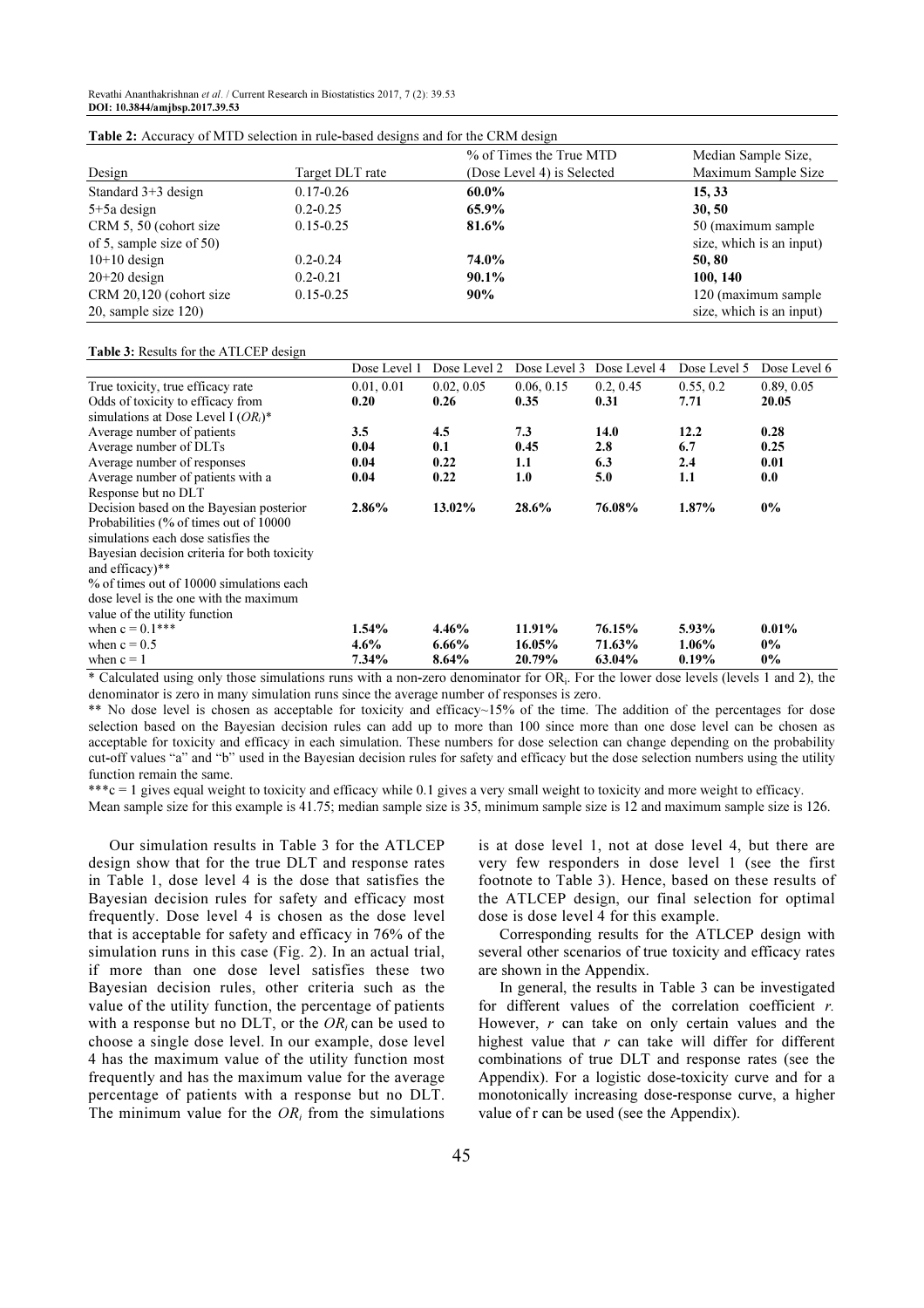**Table 2:** Accuracy of MTD selection in rule-based designs and for the CRM design

| Design | Target DLT rate | % of Times the True MTD (Dose Level 4) is Selected | Median Sample Size, Maximum Sample Size |
|---|---|---|---|
| Standard 3+3 design | 0.17-0.26 | **60.0%** | **15, 33** |
| 5+5a design | 0.2-0.25 | **65.9%** | **30, 50** |
| CRM 5, 50 (cohort size of 5, sample size of 50) | 0.15-0.25 | **81.6%** | 50 (maximum sample size, which is an input) |
| 10+10 design | 0.2-0.24 | **74.0%** | **50, 80** |
| 20+20 design | 0.2-0.21 | **90.1%** | **100, 140** |
| CRM 20,120 (cohort size 20, sample size 120) | 0.15-0.25 | **90%** | 120 (maximum sample size, which is an input) |

**Table 3:** Results for the ATLCEP design

| | Dose Level 1 | Dose Level 2 | Dose Level 3 | Dose Level 4 | Dose Level 5 | Dose Level 6 |
|---|---|---|---|---|---|---|
| True toxicity, true efficacy rate | 0.01, 0.01 | 0.02, 0.05 | 0.06, 0.15 | 0.2, 0.45 | 0.55, 0.2 | 0.89, 0.05 |
| Odds of toxicity to efficacy from simulations at Dose Level I ($OR_i$)* | **0.20** | **0.26** | **0.35** | **0.31** | **7.71** | **20.05** |
| Average number of patients | **3.5** | **4.5** | **7.3** | **14.0** | **12.2** | **0.28** |
| Average number of DLTs | **0.04** | **0.1** | **0.45** | **2.8** | **6.7** | **0.25** |
| Average number of responses | **0.04** | **0.22** | **1.1** | **6.3** | **2.4** | **0.01** |
| Average number of patients with a Response but no DLT | **0.04** | **0.22** | **1.0** | **5.0** | **1.1** | **0.0** |
| Decision based on the Bayesian posterior Probabilities (% of times out of 10000 simulations each dose satisfies the Bayesian decision criteria for both toxicity and efficacy)** | **2.86%** | **13.02%** | **28.6%** | **76.08%** | **1.87%** | **0%** |
| % of times out of 10000 simulations each dose level is the one with the maximum value of the utility function | | | | | | |
| when c = 0.1*** | **1.54%** | **4.46%** | **11.91%** | **76.15%** | **5.93%** | **0.01%** |
| when c = 0.5 | **4.6%** | **6.66%** | **16.05%** | **71.63%** | **1.06%** | **0%** |
| when c = 1 | **7.34%** | **8.64%** | **20.79%** | **63.04%** | **0.19%** | **0%** |

\* Calculated using only those simulations runs with a non-zero denominator for $OR_i$. For the lower dose levels (levels 1 and 2), the denominator is zero in many simulation runs since the average number of responses is zero.

** No dose level is chosen as acceptable for toxicity and efficacy~15% of the time. The addition of the percentages for dose selection based on the Bayesian decision rules can add up to more than 100 since more than one dose level can be chosen as acceptable for toxicity and efficacy in each simulation. These numbers for dose selection can change depending on the probability cut-off values "a" and "b" used in the Bayesian decision rules for safety and efficacy but the dose selection numbers using the utility function remain the same.

***c = 1 gives equal weight to toxicity and efficacy while 0.1 gives a very small weight to toxicity and more weight to efficacy.

Mean sample size for this example is 41.75; median sample size is 35, minimum sample size is 12 and maximum sample size is 126.

Our simulation results in Table 3 for the ATLCEP design show that for the true DLT and response rates in Table 1, dose level 4 is the dose that satisfies the Bayesian decision rules for safety and efficacy most frequently. Dose level 4 is chosen as the dose level that is acceptable for safety and efficacy in 76% of the simulation runs in this case (Fig. 2). In an actual trial, if more than one dose level satisfies these two Bayesian decision rules, other criteria such as the value of the utility function, the percentage of patients with a response but no DLT, or the $OR_i$ can be used to choose a single dose level. In our example, dose level 4 has the maximum value of the utility function most frequently and has the maximum value for the average percentage of patients with a response but no DLT. The minimum value for the $OR_i$ from the simulations is at dose level 1, not at dose level 4, but there are very few responders in dose level 1 (see the first footnote to Table 3). Hence, based on these results of the ATLCEP design, our final selection for optimal dose is dose level 4 for this example.

Corresponding results for the ATLCEP design with several other scenarios of true toxicity and efficacy rates are shown in the Appendix.

In general, the results in Table 3 can be investigated for different values of the correlation coefficient $r$. However, $r$ can take on only certain values and the highest value that $r$ can take will differ for different combinations of true DLT and response rates (see the Appendix). For a logistic dose-toxicity curve and for a monotonically increasing dose-response curve, a higher value of r can be used (see the Appendix).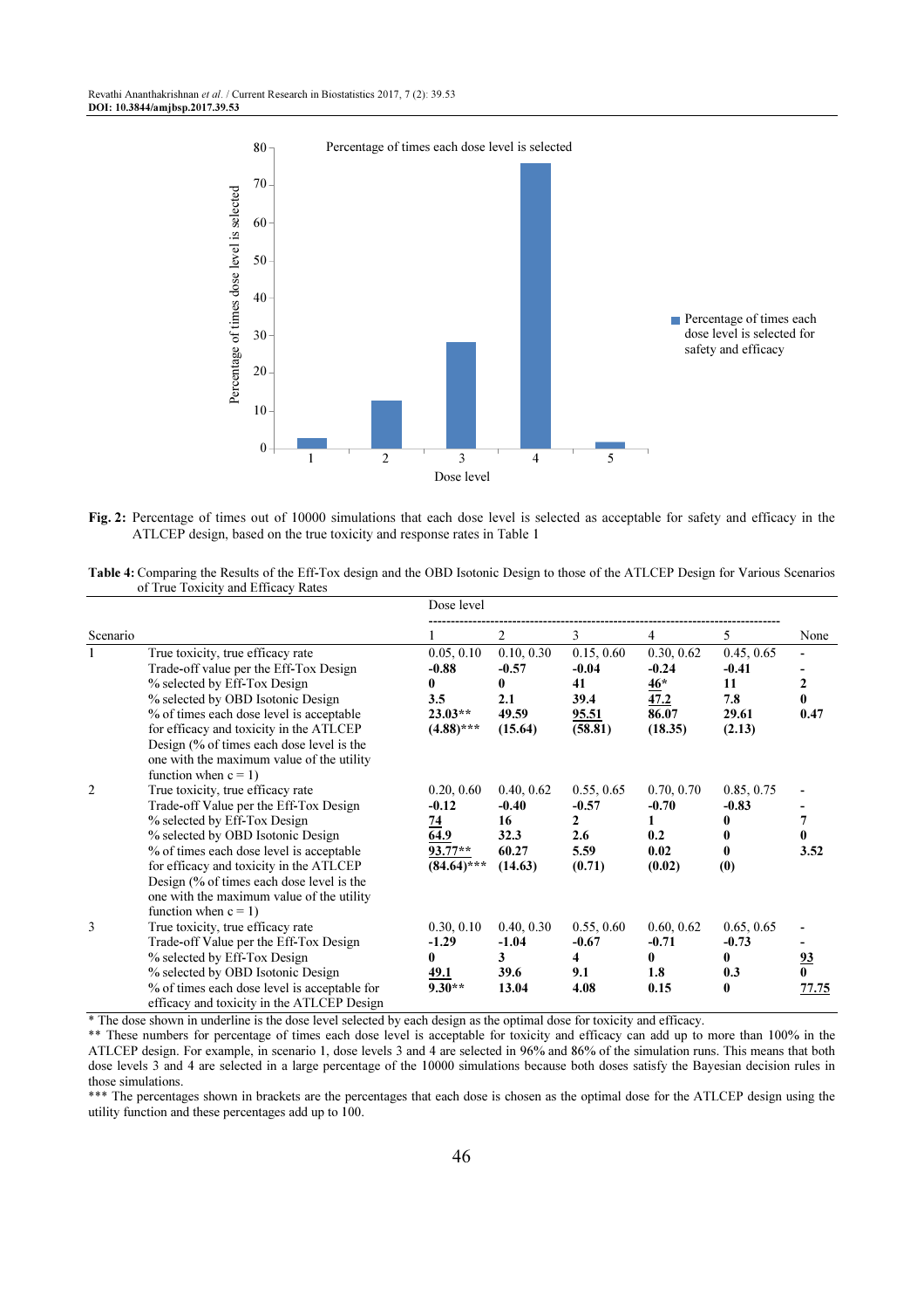Fig. 2: Percentage of times out of 10000 simulations that each dose level is selected as acceptable for safety and efficacy in the ATLCEP design, based on the true toxicity and response rates in Table 1

Table 4: Comparing the Results of the Eff-Tox design and the OBD Isotonic Design to those of the ATLCEP Design for Various Scenarios of True Toxicity and Efficacy Rates

| Scenario | | Dose level 1 | 2 | 3 | 4 | 5 | None |
|---|---|---|---|---|---|---|---|
| 1 | True toxicity, true efficacy rate | 0.05, 0.10 | 0.10, 0.30 | 0.15, 0.60 | 0.30, 0.62 | 0.45, 0.65 | - |
| | Trade-off value per the Eff-Tox Design | **-0.88** | **-0.57** | **-0.04** | **-0.24** | **-0.41** | - |
| | % selected by Eff-Tox Design | **0** | **0** | **41** | **46*** | **11** | **2** |
| | % selected by OBD Isotonic Design | **3.5** | **2.1** | **39.4** | **47.2** | **7.8** | **0** |
| | % of times each dose level is acceptable for efficacy and toxicity in the ATLCEP Design (% of times each dose level is the one with the maximum value of the utility function when c = 1) | **23.03**** (4.88)*** | **49.59 (15.64)** | **95.51 (58.81)** | **86.07 (18.35)** | **29.61 (2.13)** | **0.47** |
| 2 | True toxicity, true efficacy rate | 0.20, 0.60 | 0.40, 0.62 | 0.55, 0.65 | 0.70, 0.70 | 0.85, 0.75 | - |
| | Trade-off Value per the Eff-Tox Design | **-0.12** | **-0.40** | **-0.57** | **-0.70** | **-0.83** | - |
| | % selected by Eff-Tox Design | **74** | **16** | **2** | **1** | **0** | **7** |
| | % selected by OBD Isotonic Design | **64.9** | **32.3** | **2.6** | **0.2** | **0** | **0** |
| | % of times each dose level is acceptable for efficacy and toxicity in the ATLCEP Design (% of times each dose level is the one with the maximum value of the utility function when c = 1) | **93.77**** (84.64)*** | **60.27 (14.63)** | **5.59 (0.71)** | **0.02 (0.02)** | **0 (0)** | **3.52** |
| 3 | True toxicity, true efficacy rate | 0.30, 0.10 | 0.40, 0.30 | 0.55, 0.60 | 0.60, 0.62 | 0.65, 0.65 | - |
| | Trade-off Value per the Eff-Tox Design | **-1.29** | **-1.04** | **-0.67** | **-0.71** | **-0.73** | - |
| | % selected by Eff-Tox Design | **0** | **3** | **4** | **0** | **0** | **93** |
| | % selected by OBD Isotonic Design | **49.1** | **39.6** | **9.1** | **1.8** | **0.3** | **0** |
| | % of times each dose level is acceptable for efficacy and toxicity in the ATLCEP Design | **9.30**** | **13.04** | **4.08** | **0.15** | **0** | **77.75** |

\* The dose shown in underline is the dose level selected by each design as the optimal dose for toxicity and efficacy.

\*\* These numbers for percentage of times each dose level is acceptable for toxicity and efficacy can add up to more than 100% in the ATLCEP design. For example, in scenario 1, dose levels 3 and 4 are selected in 96% and 86% of the simulation runs. This means that both dose levels 3 and 4 are selected in a large percentage of the 10000 simulations because both doses satisfy the Bayesian decision rules in those simulations.

\*\*\* The percentages shown in brackets are the percentages that each dose is chosen as the optimal dose for the ATLCEP design using the utility function and these percentages add up to 100.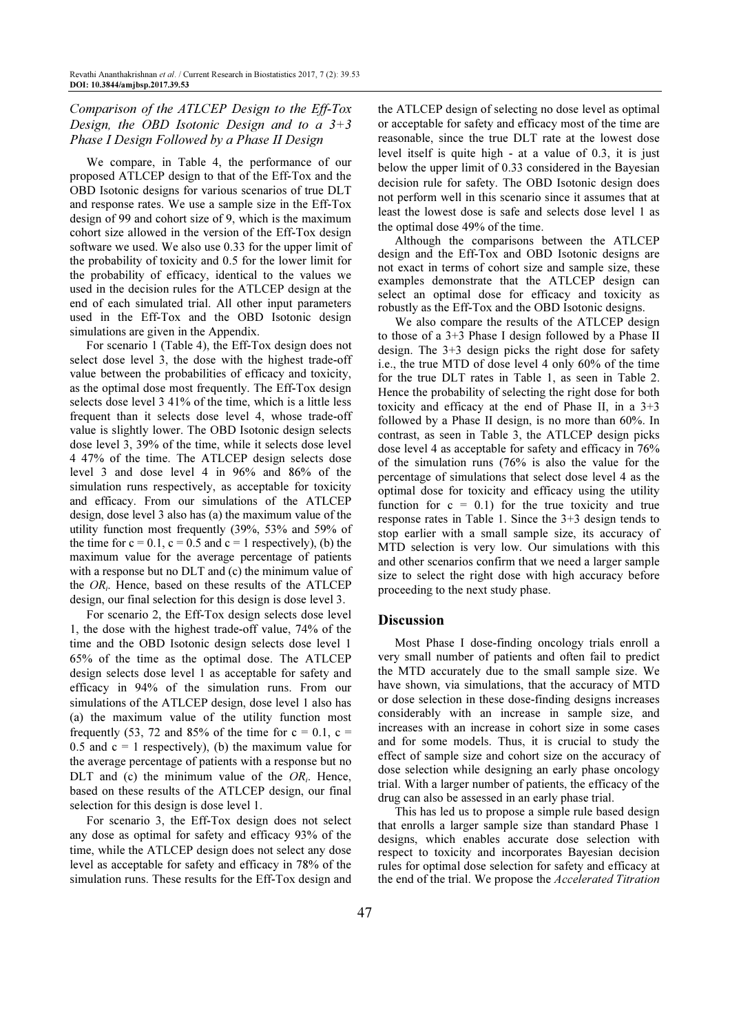### Comparison of the ATLCEP Design to the Eff-Tox Design, the OBD Isotonic Design and to a 3+3 Phase I Design Followed by a Phase II Design

We compare, in Table 4, the performance of our proposed ATLCEP design to that of the Eff-Tox and the OBD Isotonic designs for various scenarios of true DLT and response rates. We use a sample size in the Eff-Tox design of 99 and cohort size of 9, which is the maximum cohort size allowed in the version of the Eff-Tox design software we used. We also use 0.33 for the upper limit of the probability of toxicity and 0.5 for the lower limit for the probability of efficacy, identical to the values we used in the decision rules for the ATLCEP design at the end of each simulated trial. All other input parameters used in the Eff-Tox and the OBD Isotonic design simulations are given in the Appendix.

For scenario 1 (Table 4), the Eff-Tox design does not select dose level 3, the dose with the highest trade-off value between the probabilities of efficacy and toxicity, as the optimal dose most frequently. The Eff-Tox design selects dose level 3 41% of the time, which is a little less frequent than it selects dose level 4, whose trade-off value is slightly lower. The OBD Isotonic design selects dose level 3, 39% of the time, while it selects dose level 4 47% of the time. The ATLCEP design selects dose level 3 and dose level 4 in 96% and 86% of the simulation runs respectively, as acceptable for toxicity and efficacy. From our simulations of the ATLCEP design, dose level 3 also has (a) the maximum value of the utility function most frequently (39%, 53% and 59% of the time for $c = 0.1$, $c = 0.5$ and $c = 1$ respectively), (b) the maximum value for the average percentage of patients with a response but no DLT and (c) the minimum value of the $OR_i$. Hence, based on these results of the ATLCEP design, our final selection for this design is dose level 3.

For scenario 2, the Eff-Tox design selects dose level 1, the dose with the highest trade-off value, 74% of the time and the OBD Isotonic design selects dose level 1 65% of the time as the optimal dose. The ATLCEP design selects dose level 1 as acceptable for safety and efficacy in 94% of the simulation runs. From our simulations of the ATLCEP design, dose level 1 also has (a) the maximum value of the utility function most frequently (53, 72 and 85% of the time for $c = 0.1$, $c = 0.5$ and $c = 1$ respectively), (b) the maximum value for the average percentage of patients with a response but no DLT and (c) the minimum value of the $OR_i$. Hence, based on these results of the ATLCEP design, our final selection for this design is dose level 1.

For scenario 3, the Eff-Tox design does not select any dose as optimal for safety and efficacy 93% of the time, while the ATLCEP design does not select any dose level as acceptable for safety and efficacy in 78% of the simulation runs. These results for the Eff-Tox design and the ATLCEP design of selecting no dose level as optimal or acceptable for safety and efficacy most of the time are reasonable, since the true DLT rate at the lowest dose level itself is quite high - at a value of 0.3, it is just below the upper limit of 0.33 considered in the Bayesian decision rule for safety. The OBD Isotonic design does not perform well in this scenario since it assumes that at least the lowest dose is safe and selects dose level 1 as the optimal dose 49% of the time.

Although the comparisons between the ATLCEP design and the Eff-Tox and OBD Isotonic designs are not exact in terms of cohort size and sample size, these examples demonstrate that the ATLCEP design can select an optimal dose for efficacy and toxicity as robustly as the Eff-Tox and the OBD Isotonic designs.

We also compare the results of the ATLCEP design to those of a 3+3 Phase I design followed by a Phase II design. The 3+3 design picks the right dose for safety i.e., the true MTD of dose level 4 only 60% of the time for the true DLT rates in Table 1, as seen in Table 2. Hence the probability of selecting the right dose for both toxicity and efficacy at the end of Phase II, in a 3+3 followed by a Phase II design, is no more than 60%. In contrast, as seen in Table 3, the ATLCEP design picks dose level 4 as acceptable for safety and efficacy in 76% of the simulation runs (76% is also the value for the percentage of simulations that select dose level 4 as the optimal dose for toxicity and efficacy using the utility function for $c = 0.1$) for the true toxicity and true response rates in Table 1. Since the 3+3 design tends to stop earlier with a small sample size, its accuracy of MTD selection is very low. Our simulations with this and other scenarios confirm that we need a larger sample size to select the right dose with high accuracy before proceeding to the next study phase.

## Discussion

Most Phase I dose-finding oncology trials enroll a very small number of patients and often fail to predict the MTD accurately due to the small sample size. We have shown, via simulations, that the accuracy of MTD or dose selection in these dose-finding designs increases considerably with an increase in sample size, and increases with an increase in cohort size in some cases and for some models. Thus, it is crucial to study the effect of sample size and cohort size on the accuracy of dose selection while designing an early phase oncology trial. With a larger number of patients, the efficacy of the drug can also be assessed in an early phase trial.

This has led us to propose a simple rule based design that enrolls a larger sample size than standard Phase 1 designs, which enables accurate dose selection with respect to toxicity and incorporates Bayesian decision rules for optimal dose selection for safety and efficacy at the end of the trial. We propose the *Accelerated Titration*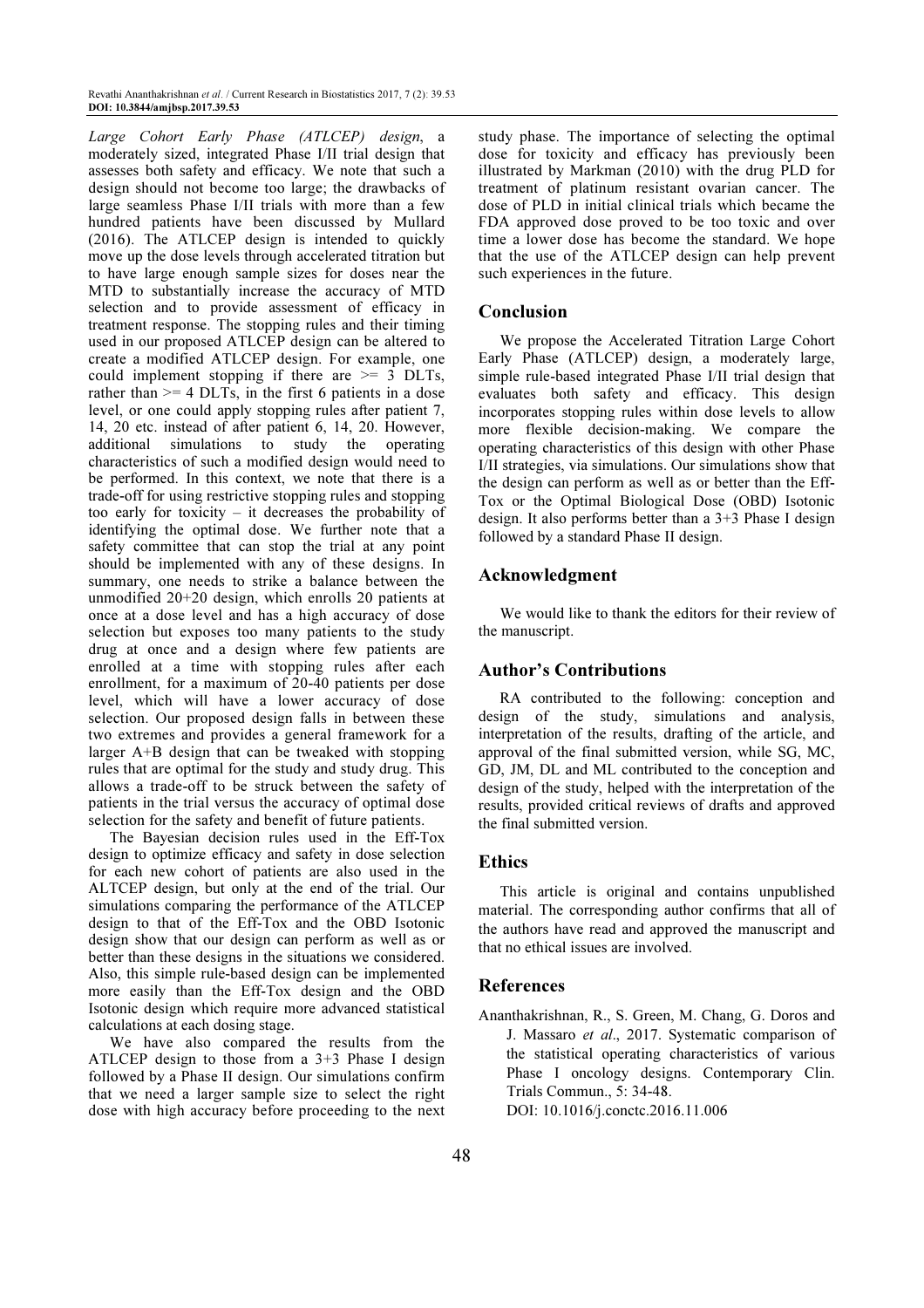*Large Cohort Early Phase (ATLCEP) design*, a moderately sized, integrated Phase I/II trial design that assesses both safety and efficacy. We note that such a design should not become too large; the drawbacks of large seamless Phase I/II trials with more than a few hundred patients have been discussed by Mullard (2016). The ATLCEP design is intended to quickly move up the dose levels through accelerated titration but to have large enough sample sizes for doses near the MTD to substantially increase the accuracy of MTD selection and to provide assessment of efficacy in treatment response. The stopping rules and their timing used in our proposed ATLCEP design can be altered to create a modified ATLCEP design. For example, one could implement stopping if there are >= 3 DLTs, rather than >= 4 DLTs, in the first 6 patients in a dose level, or one could apply stopping rules after patient 7, 14, 20 etc. instead of after patient 6, 14, 20. However, additional simulations to study the operating characteristics of such a modified design would need to be performed. In this context, we note that there is a trade-off for using restrictive stopping rules and stopping too early for toxicity – it decreases the probability of identifying the optimal dose. We further note that a safety committee that can stop the trial at any point should be implemented with any of these designs. In summary, one needs to strike a balance between the unmodified 20+20 design, which enrolls 20 patients at once at a dose level and has a high accuracy of dose selection but exposes too many patients to the study drug at once and a design where few patients are enrolled at a time with stopping rules after each enrollment, for a maximum of 20-40 patients per dose level, which will have a lower accuracy of dose selection. Our proposed design falls in between these two extremes and provides a general framework for a larger A+B design that can be tweaked with stopping rules that are optimal for the study and study drug. This allows a trade-off to be struck between the safety of patients in the trial versus the accuracy of optimal dose selection for the safety and benefit of future patients.

The Bayesian decision rules used in the Eff-Tox design to optimize efficacy and safety in dose selection for each new cohort of patients are also used in the ALTCEP design, but only at the end of the trial. Our simulations comparing the performance of the ATLCEP design to that of the Eff-Tox and the OBD Isotonic design show that our design can perform as well as or better than these designs in the situations we considered. Also, this simple rule-based design can be implemented more easily than the Eff-Tox design and the OBD Isotonic design which require more advanced statistical calculations at each dosing stage.

We have also compared the results from the ATLCEP design to those from a 3+3 Phase I design followed by a Phase II design. Our simulations confirm that we need a larger sample size to select the right dose with high accuracy before proceeding to the next study phase. The importance of selecting the optimal dose for toxicity and efficacy has previously been illustrated by Markman (2010) with the drug PLD for treatment of platinum resistant ovarian cancer. The dose of PLD in initial clinical trials which became the FDA approved dose proved to be too toxic and over time a lower dose has become the standard. We hope that the use of the ATLCEP design can help prevent such experiences in the future.

## Conclusion

We propose the Accelerated Titration Large Cohort Early Phase (ATLCEP) design, a moderately large, simple rule-based integrated Phase I/II trial design that evaluates both safety and efficacy. This design incorporates stopping rules within dose levels to allow more flexible decision-making. We compare the operating characteristics of this design with other Phase I/II strategies, via simulations. Our simulations show that the design can perform as well as or better than the Eff-Tox or the Optimal Biological Dose (OBD) Isotonic design. It also performs better than a 3+3 Phase I design followed by a standard Phase II design.

## Acknowledgment

We would like to thank the editors for their review of the manuscript.

## Author's Contributions

RA contributed to the following: conception and design of the study, simulations and analysis, interpretation of the results, drafting of the article, and approval of the final submitted version, while SG, MC, GD, JM, DL and ML contributed to the conception and design of the study, helped with the interpretation of the results, provided critical reviews of drafts and approved the final submitted version.

## Ethics

This article is original and contains unpublished material. The corresponding author confirms that all of the authors have read and approved the manuscript and that no ethical issues are involved.

## References

Ananthakrishnan, R., S. Green, M. Chang, G. Doros and J. Massaro *et al*., 2017. Systematic comparison of the statistical operating characteristics of various Phase I oncology designs. Contemporary Clin. Trials Commun., 5: 34-48. DOI: 10.1016/j.conctc.2016.11.006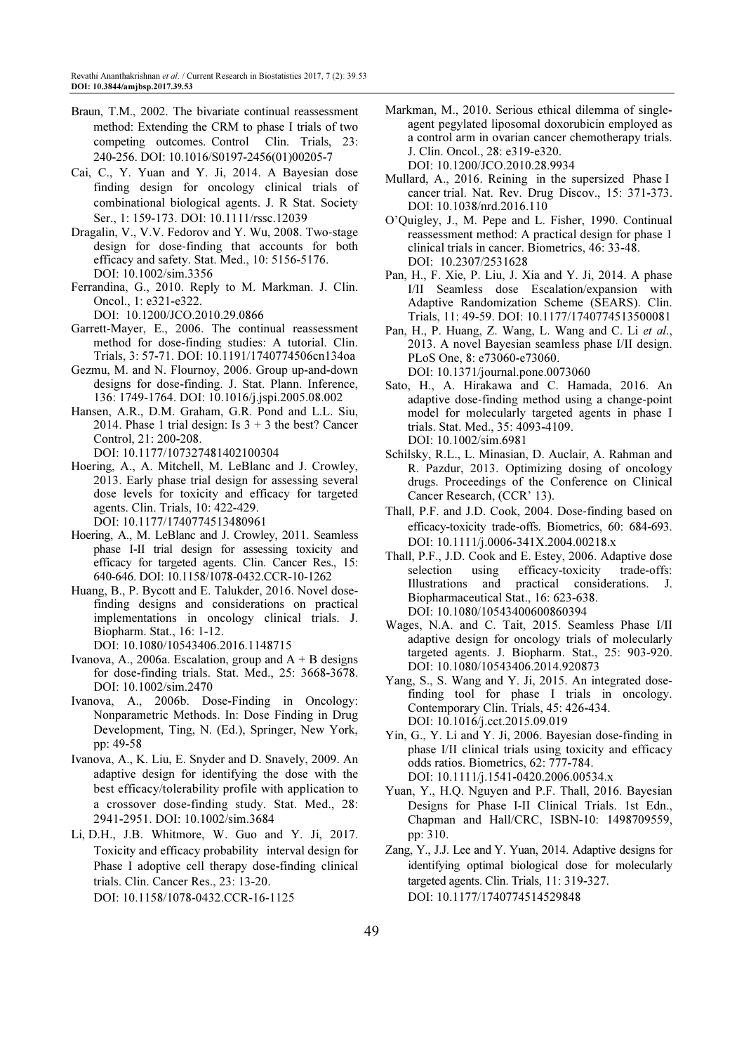Braun, T.M., 2002. The bivariate continual reassessment method: Extending the CRM to phase I trials of two competing outcomes. Control Clin. Trials, 23: 240-256. DOI: 10.1016/S0197-2456(01)00205-7

Cai, C., Y. Yuan and Y. Ji, 2014. A Bayesian dose finding design for oncology clinical trials of combinational biological agents. J. R Stat. Society Ser., 1: 159-173. DOI: 10.1111/rssc.12039

Dragalin, V., V.V. Fedorov and Y. Wu, 2008. Two-stage design for dose-finding that accounts for both efficacy and safety. Stat. Med., 10: 5156-5176. DOI: 10.1002/sim.3356

Ferrandina, G., 2010. Reply to M. Markman. J. Clin. Oncol., 1: e321-e322. DOI: 10.1200/JCO.2010.29.0866

Garrett-Mayer, E., 2006. The continual reassessment method for dose-finding studies: A tutorial. Clin. Trials, 3: 57-71. DOI: 10.1191/1740774506cn134oa

Gezmu, M. and N. Flournoy, 2006. Group up-and-down designs for dose-finding. J. Stat. Plann. Inference, 136: 1749-1764. DOI: 10.1016/j.jspi.2005.08.002

Hansen, A.R., D.M. Graham, G.R. Pond and L.L. Siu, 2014. Phase 1 trial design: Is 3 + 3 the best? Cancer Control, 21: 200-208. DOI: 10.1177/107327481402100304

Hoering, A., A. Mitchell, M. LeBlanc and J. Crowley, 2013. Early phase trial design for assessing several dose levels for toxicity and efficacy for targeted agents. Clin. Trials, 10: 422-429. DOI: 10.1177/1740774513480961

Hoering, A., M. LeBlanc and J. Crowley, 2011. Seamless phase I-II trial design for assessing toxicity and efficacy for targeted agents. Clin. Cancer Res., 15: 640-646. DOI: 10.1158/1078-0432.CCR-10-1262

Huang, B., P. Bycott and E. Talukder, 2016. Novel dose-finding designs and considerations on practical implementations in oncology clinical trials. J. Biopharm. Stat., 16: 1-12. DOI: 10.1080/10543406.2016.1148715

Ivanova, A., 2006a. Escalation, group and A + B designs for dose-finding trials. Stat. Med., 25: 3668-3678. DOI: 10.1002/sim.2470

Ivanova, A., 2006b. Dose-Finding in Oncology: Nonparametric Methods. In: Dose Finding in Drug Development, Ting, N. (Ed.), Springer, New York, pp: 49-58

Ivanova, A., K. Liu, E. Snyder and D. Snavely, 2009. An adaptive design for identifying the dose with the best efficacy/tolerability profile with application to a crossover dose-finding study. Stat. Med., 28: 2941-2951. DOI: 10.1002/sim.3684

Li, D.H., J.B. Whitmore, W. Guo and Y. Ji, 2017. Toxicity and efficacy probability interval design for Phase I adoptive cell therapy dose-finding clinical trials. Clin. Cancer Res., 23: 13-20. DOI: 10.1158/1078-0432.CCR-16-1125

Markman, M., 2010. Serious ethical dilemma of single-agent pegylated liposomal doxorubicin employed as a control arm in ovarian cancer chemotherapy trials. J. Clin. Oncol., 28: e319-e320. DOI: 10.1200/JCO.2010.28.9934

Mullard, A., 2016. Reining in the supersized Phase I cancer trial. Nat. Rev. Drug Discov., 15: 371-373. DOI: 10.1038/nrd.2016.110

O'Quigley, J., M. Pepe and L. Fisher, 1990. Continual reassessment method: A practical design for phase 1 clinical trials in cancer. Biometrics, 46: 33-48. DOI: 10.2307/2531628

Pan, H., F. Xie, P. Liu, J. Xia and Y. Ji, 2014. A phase I/II Seamless dose Escalation/expansion with Adaptive Randomization Scheme (SEARS). Clin. Trials, 11: 49-59. DOI: 10.1177/1740774513500081

Pan, H., P. Huang, Z. Wang, L. Wang and C. Li *et al*., 2013. A novel Bayesian seamless phase I/II design. PLoS One, 8: e73060-e73060. DOI: 10.1371/journal.pone.0073060

Sato, H., A. Hirakawa and C. Hamada, 2016. An adaptive dose-finding method using a change-point model for molecularly targeted agents in phase I trials. Stat. Med., 35: 4093-4109. DOI: 10.1002/sim.6981

Schilsky, R.L., L. Minasian, D. Auclair, A. Rahman and R. Pazdur, 2013. Optimizing dosing of oncology drugs. Proceedings of the Conference on Clinical Cancer Research, (CCR' 13).

Thall, P.F. and J.D. Cook, 2004. Dose-finding based on efficacy-toxicity trade-offs. Biometrics, 60: 684-693. DOI: 10.1111/j.0006-341X.2004.00218.x

Thall, P.F., J.D. Cook and E. Estey, 2006. Adaptive dose selection using efficacy-toxicity trade-offs: Illustrations and practical considerations. J. Biopharmaceutical Stat., 16: 623-638. DOI: 10.1080/10543400600860394

Wages, N.A. and C. Tait, 2015. Seamless Phase I/II adaptive design for oncology trials of molecularly targeted agents. J. Biopharm. Stat., 25: 903-920. DOI: 10.1080/10543406.2014.920873

Yang, S., S. Wang and Y. Ji, 2015. An integrated dose-finding tool for phase I trials in oncology. Contemporary Clin. Trials, 45: 426-434. DOI: 10.1016/j.cct.2015.09.019

Yin, G., Y. Li and Y. Ji, 2006. Bayesian dose-finding in phase I/II clinical trials using toxicity and efficacy odds ratios. Biometrics, 62: 777-784. DOI: 10.1111/j.1541-0420.2006.00534.x

Yuan, Y., H.Q. Nguyen and P.F. Thall, 2016. Bayesian Designs for Phase I-II Clinical Trials. 1st Edn., Chapman and Hall/CRC, ISBN-10: 1498709559, pp: 310.

Zang, Y., J.J. Lee and Y. Yuan, 2014. Adaptive designs for identifying optimal biological dose for molecularly targeted agents. Clin. Trials, 11: 319-327. DOI: 10.1177/1740774514529848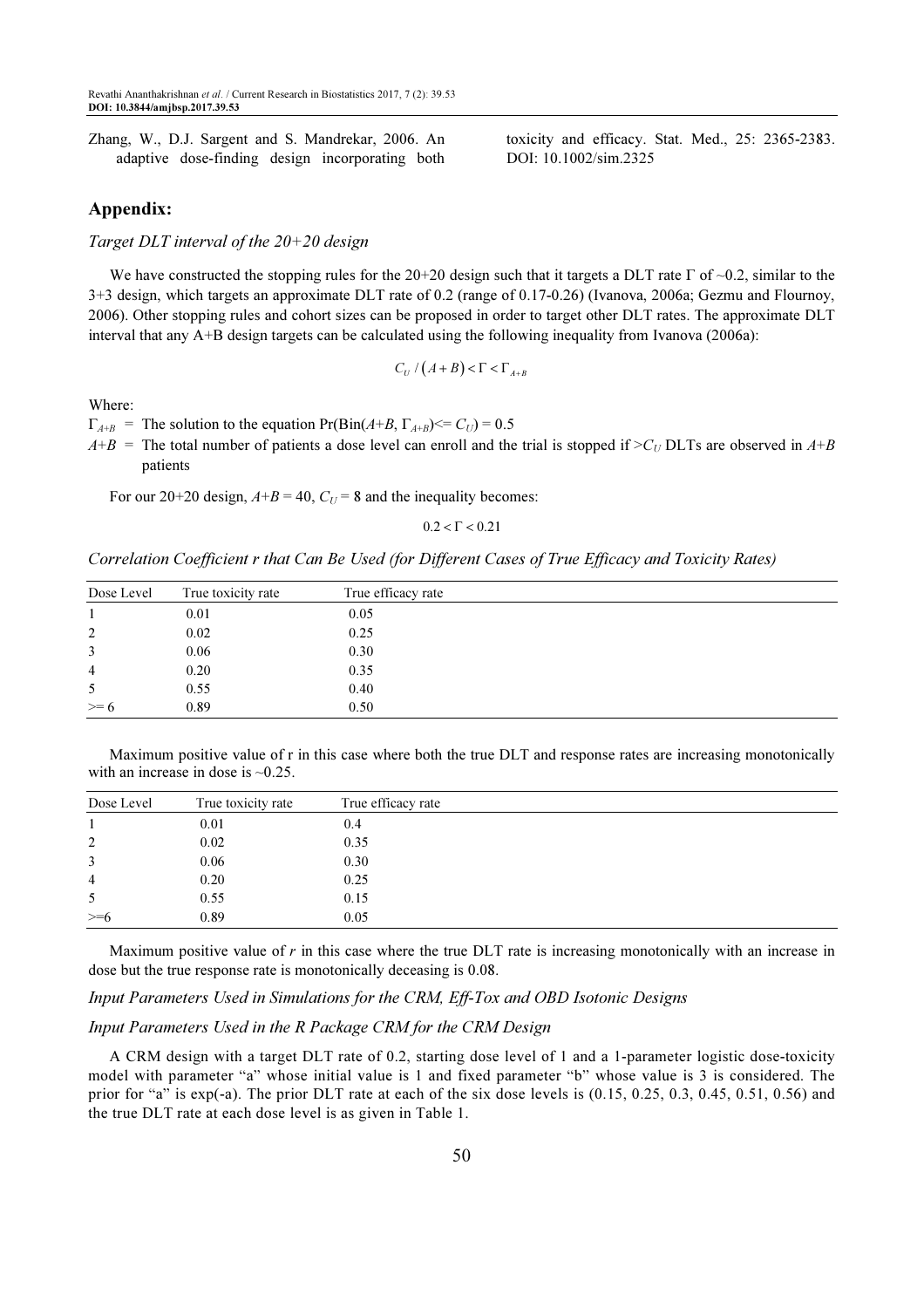Zhang, W., D.J. Sargent and S. Mandrekar, 2006. An adaptive dose-finding design incorporating both toxicity and efficacy. Stat. Med., 25: 2365-2383. DOI: 10.1002/sim.2325

## Appendix:

### *Target DLT interval of the 20+20 design*

We have constructed the stopping rules for the 20+20 design such that it targets a DLT rate Γ of ~0.2, similar to the 3+3 design, which targets an approximate DLT rate of 0.2 (range of 0.17-0.26) (Ivanova, 2006a; Gezmu and Flournoy, 2006). Other stopping rules and cohort sizes can be proposed in order to target other DLT rates. The approximate DLT interval that any A+B design targets can be calculated using the following inequality from Ivanova (2006a):

$$C_U / (A+B) < \Gamma < \Gamma_{A+B}$$

Where:

$\Gamma_{A+B}$ = The solution to the equation $\Pr(\text{Bin}(A+B, \Gamma_{A+B}) <= C_U) = 0.5$

$A+B$ = The total number of patients a dose level can enroll and the trial is stopped if $>C_U$ DLTs are observed in $A+B$ patients

For our 20+20 design, $A+B = 40$, $C_U = 8$ and the inequality becomes:

$$0.2 < \Gamma < 0.21$$

### *Correlation Coefficient r that Can Be Used (for Different Cases of True Efficacy and Toxicity Rates)*

| Dose Level | True toxicity rate | True efficacy rate |
|---|---|---|
| 1 | 0.01 | 0.05 |
| 2 | 0.02 | 0.25 |
| 3 | 0.06 | 0.30 |
| 4 | 0.20 | 0.35 |
| 5 | 0.55 | 0.40 |
| >= 6 | 0.89 | 0.50 |

Maximum positive value of r in this case where both the true DLT and response rates are increasing monotonically with an increase in dose is ~0.25.

| Dose Level | True toxicity rate | True efficacy rate |
|---|---|---|
| 1 | 0.01 | 0.4 |
| 2 | 0.02 | 0.35 |
| 3 | 0.06 | 0.30 |
| 4 | 0.20 | 0.25 |
| 5 | 0.55 | 0.15 |
| >=6 | 0.89 | 0.05 |

Maximum positive value of $r$ in this case where the true DLT rate is increasing monotonically with an increase in dose but the true response rate is monotonically deceasing is 0.08.

### *Input Parameters Used in Simulations for the CRM, Eff-Tox and OBD Isotonic Designs*

### *Input Parameters Used in the R Package CRM for the CRM Design*

A CRM design with a target DLT rate of 0.2, starting dose level of 1 and a 1-parameter logistic dose-toxicity model with parameter "a" whose initial value is 1 and fixed parameter "b" whose value is 3 is considered. The prior for "a" is exp(-a). The prior DLT rate at each of the six dose levels is (0.15, 0.25, 0.3, 0.45, 0.51, 0.56) and the true DLT rate at each dose level is as given in Table 1.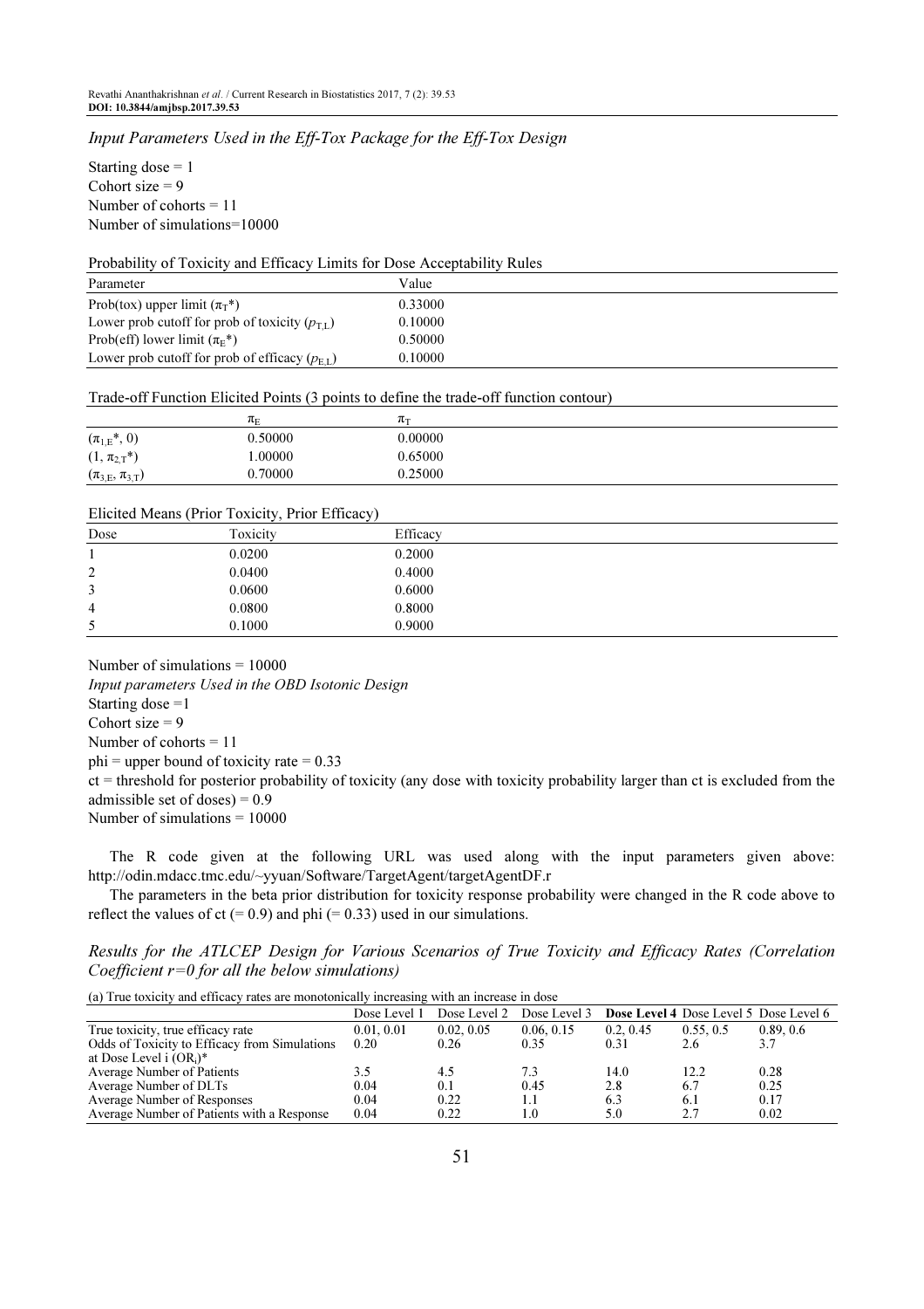*Input Parameters Used in the Eff-Tox Package for the Eff-Tox Design*

Starting dose = 1
Cohort size = 9
Number of cohorts = 11
Number of simulations=10000

Probability of Toxicity and Efficacy Limits for Dose Acceptability Rules

| Parameter | Value |
|---|---|
| Prob(tox) upper limit ($\pi_T$*) | 0.33000 |
| Lower prob cutoff for prob of toxicity ($p_{T,L}$) | 0.10000 |
| Prob(eff) lower limit ($\pi_E$*) | 0.50000 |
| Lower prob cutoff for prob of efficacy ($p_{E,L}$) | 0.10000 |

Trade-off Function Elicited Points (3 points to define the trade-off function contour)

| | $\pi_E$ | $\pi_T$ |
|---|---|---|
| ($\pi_{1,E}$*, 0) | 0.50000 | 0.00000 |
| (1, $\pi_{2,T}$*) | 1.00000 | 0.65000 |
| ($\pi_{3,E}$, $\pi_{3,T}$) | 0.70000 | 0.25000 |

Elicited Means (Prior Toxicity, Prior Efficacy)

| Dose | Toxicity | Efficacy |
|---|---|---|
| 1 | 0.0200 | 0.2000 |
| 2 | 0.0400 | 0.4000 |
| 3 | 0.0600 | 0.6000 |
| 4 | 0.0800 | 0.8000 |
| 5 | 0.1000 | 0.9000 |

Number of simulations = 10000

*Input parameters Used in the OBD Isotonic Design*

Starting dose =1
Cohort size = 9
Number of cohorts = 11
phi = upper bound of toxicity rate = 0.33
ct = threshold for posterior probability of toxicity (any dose with toxicity probability larger than ct is excluded from the admissible set of doses) = 0.9
Number of simulations = 10000

The R code given at the following URL was used along with the input parameters given above: http://odin.mdacc.tmc.edu/~yyuan/Software/TargetAgent/targetAgentDF.r

The parameters in the beta prior distribution for toxicity response probability were changed in the R code above to reflect the values of ct (= 0.9) and phi (= 0.33) used in our simulations.

*Results for the ATLCEP Design for Various Scenarios of True Toxicity and Efficacy Rates (Correlation Coefficient r=0 for all the below simulations)*

(a) True toxicity and efficacy rates are monotonically increasing with an increase in dose

| | Dose Level 1 | Dose Level 2 | Dose Level 3 | **Dose Level 4** | Dose Level 5 | Dose Level 6 |
|---|---|---|---|---|---|---|
| True toxicity, true efficacy rate | 0.01, 0.01 | 0.02, 0.05 | 0.06, 0.15 | 0.2, 0.45 | 0.55, 0.5 | 0.89, 0.6 |
| Odds of Toxicity to Efficacy from Simulations at Dose Level i ($OR_i$)* | 0.20 | 0.26 | 0.35 | 0.31 | 2.6 | 3.7 |
| Average Number of Patients | 3.5 | 4.5 | 7.3 | 14.0 | 12.2 | 0.28 |
| Average Number of DLTs | 0.04 | 0.1 | 0.45 | 2.8 | 6.7 | 0.25 |
| Average Number of Responses | 0.04 | 0.22 | 1.1 | 6.3 | 6.1 | 0.17 |
| Average Number of Patients with a Response | 0.04 | 0.22 | 1.0 | 5.0 | 2.7 | 0.02 |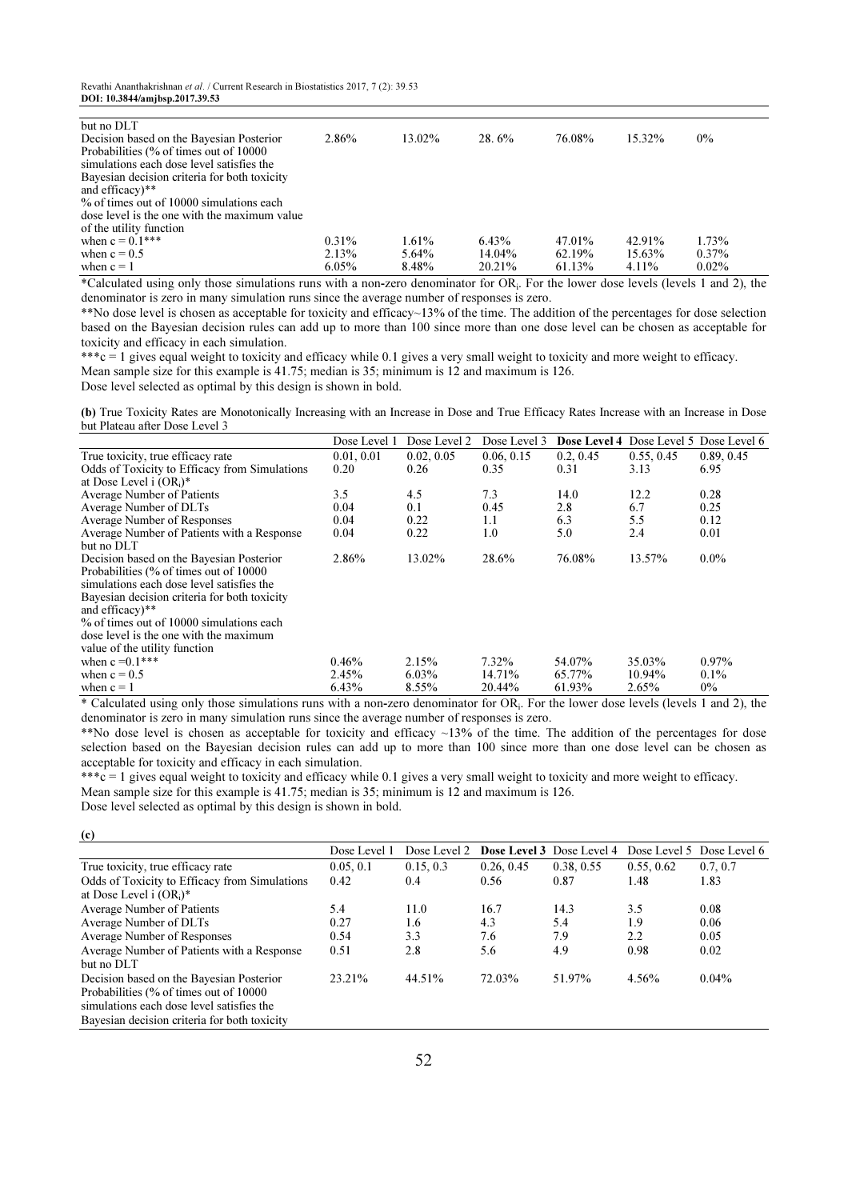| | | | | | | |
|---|---|---|---|---|---|---|
| but no DLT | | | | | | |
| Decision based on the Bayesian Posterior Probabilities (% of times out of 10000 simulations each dose level satisfies the Bayesian decision criteria for both toxicity and efficacy)** | 2.86% | 13.02% | 28. 6% | 76.08% | 15.32% | 0% |
| % of times out of 10000 simulations each dose level is the one with the maximum value of the utility function | | | | | | |
| when c = 0.1*** | 0.31% | 1.61% | 6.43% | 47.01% | 42.91% | 1.73% |
| when c = 0.5 | 2.13% | 5.64% | 14.04% | 62.19% | 15.63% | 0.37% |
| when c = 1 | 6.05% | 8.48% | 20.21% | 61.13% | 4.11% | 0.02% |

*Calculated using only those simulations runs with a non-zero denominator for $OR_i$. For the lower dose levels (levels 1 and 2), the denominator is zero in many simulation runs since the average number of responses is zero.

**No dose level is chosen as acceptable for toxicity and efficacy~13% of the time. The addition of the percentages for dose selection based on the Bayesian decision rules can add up to more than 100 since more than one dose level can be chosen as acceptable for toxicity and efficacy in each simulation.

***c = 1 gives equal weight to toxicity and efficacy while 0.1 gives a very small weight to toxicity and more weight to efficacy.

Mean sample size for this example is 41.75; median is 35; minimum is 12 and maximum is 126.

Dose level selected as optimal by this design is shown in bold.

**(b)** True Toxicity Rates are Monotonically Increasing with an Increase in Dose and True Efficacy Rates Increase with an Increase in Dose but Plateau after Dose Level 3

| | Dose Level 1 | Dose Level 2 | Dose Level 3 | **Dose Level 4** | Dose Level 5 | Dose Level 6 |
|---|---|---|---|---|---|---|
| True toxicity, true efficacy rate | 0.01, 0.01 | 0.02, 0.05 | 0.06, 0.15 | 0.2, 0.45 | 0.55, 0.45 | 0.89, 0.45 |
| Odds of Toxicity to Efficacy from Simulations at Dose Level i ($OR_i$)* | 0.20 | 0.26 | 0.35 | 0.31 | 3.13 | 6.95 |
| Average Number of Patients | 3.5 | 4.5 | 7.3 | 14.0 | 12.2 | 0.28 |
| Average Number of DLTs | 0.04 | 0.1 | 0.45 | 2.8 | 6.7 | 0.25 |
| Average Number of Responses | 0.04 | 0.22 | 1.1 | 6.3 | 5.5 | 0.12 |
| Average Number of Patients with a Response but no DLT | 0.04 | 0.22 | 1.0 | 5.0 | 2.4 | 0.01 |
| Decision based on the Bayesian Posterior Probabilities (% of times out of 10000 simulations each dose level satisfies the Bayesian decision criteria for both toxicity and efficacy)** | 2.86% | 13.02% | 28.6% | 76.08% | 13.57% | 0.0% |
| % of times out of 10000 simulations each dose level is the one with the maximum value of the utility function | | | | | | |
| when c =0.1*** | 0.46% | 2.15% | 7.32% | 54.07% | 35.03% | 0.97% |
| when c = 0.5 | 2.45% | 6.03% | 14.71% | 65.77% | 10.94% | 0.1% |
| when c = 1 | 6.43% | 8.55% | 20.44% | 61.93% | 2.65% | 0% |

* Calculated using only those simulations runs with a non-zero denominator for $OR_i$. For the lower dose levels (levels 1 and 2), the denominator is zero in many simulation runs since the average number of responses is zero.

**No dose level is chosen as acceptable for toxicity and efficacy ~13% of the time. The addition of the percentages for dose selection based on the Bayesian decision rules can add up to more than 100 since more than one dose level can be chosen as acceptable for toxicity and efficacy in each simulation.

***c = 1 gives equal weight to toxicity and efficacy while 0.1 gives a very small weight to toxicity and more weight to efficacy.

Mean sample size for this example is 41.75; median is 35; minimum is 12 and maximum is 126.

Dose level selected as optimal by this design is shown in bold.

**(c)**

| | Dose Level 1 | Dose Level 2 | **Dose Level 3** | Dose Level 4 | Dose Level 5 | Dose Level 6 |
|---|---|---|---|---|---|---|
| True toxicity, true efficacy rate | 0.05, 0.1 | 0.15, 0.3 | 0.26, 0.45 | 0.38, 0.55 | 0.55, 0.62 | 0.7, 0.7 |
| Odds of Toxicity to Efficacy from Simulations at Dose Level i ($OR_i$)* | 0.42 | 0.4 | 0.56 | 0.87 | 1.48 | 1.83 |
| Average Number of Patients | 5.4 | 11.0 | 16.7 | 14.3 | 3.5 | 0.08 |
| Average Number of DLTs | 0.27 | 1.6 | 4.3 | 5.4 | 1.9 | 0.06 |
| Average Number of Responses | 0.54 | 3.3 | 7.6 | 7.9 | 2.2 | 0.05 |
| Average Number of Patients with a Response but no DLT | 0.51 | 2.8 | 5.6 | 4.9 | 0.98 | 0.02 |
| Decision based on the Bayesian Posterior Probabilities (% of times out of 10000 simulations each dose level satisfies the Bayesian decision criteria for both toxicity | 23.21% | 44.51% | 72.03% | 51.97% | 4.56% | 0.04% |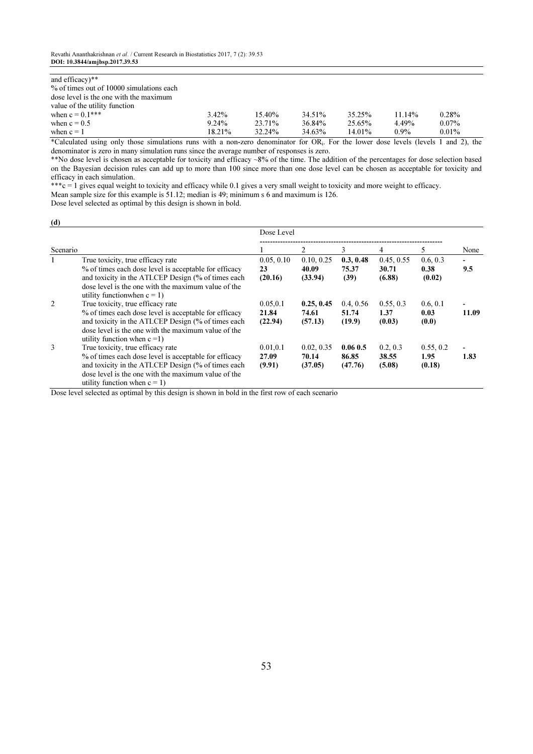| | | | | | | |
|---|---|---|---|---|---|---|
| and efficacy)** | | | | | | |
| % of times out of 10000 simulations each dose level is the one with the maximum value of the utility function | | | | | | |
| when c = 0.1*** | 3.42% | 15.40% | 34.51% | 35.25% | 11.14% | 0.28% |
| when c = 0.5 | 9.24% | 23.71% | 36.84% | 25.65% | 4.49% | 0.07% |
| when c = 1 | 18.21% | 32.24% | 34.63% | 14.01% | 0.9% | 0.01% |

*Calculated using only those simulations runs with a non-zero denominator for $OR_i$. For the lower dose levels (levels 1 and 2), the denominator is zero in many simulation runs since the average number of responses is zero.

**No dose level is chosen as acceptable for toxicity and efficacy ~8% of the time. The addition of the percentages for dose selection based on the Bayesian decision rules can add up to more than 100 since more than one dose level can be chosen as acceptable for toxicity and efficacy in each simulation.

***c = 1 gives equal weight to toxicity and efficacy while 0.1 gives a very small weight to toxicity and more weight to efficacy.

Mean sample size for this example is 51.12; median is 49; minimum s 6 and maximum is 126.

Dose level selected as optimal by this design is shown in bold.

**(d)**

| Scenario | | Dose Level 1 | 2 | 3 | 4 | 5 | None |
|---|---|---|---|---|---|---|---|
| 1 | True toxicity, true efficacy rate | 0.05, 0.10 | 0.10, 0.25 | **0.3, 0.48** | 0.45, 0.55 | 0.6, 0.3 | - |
| | % of times each dose level is acceptable for efficacy and toxicity in the ATLCEP Design (% of times each dose level is the one with the maximum value of the utility functionwhen c = 1) | **23** **(20.16)** | **40.09** **(33.94)** | **75.37** **(39)** | **30.71** **(6.88)** | **0.38** **(0.02)** | **9.5** |
| 2 | True toxicity, true efficacy rate | 0.05,0.1 | **0.25, 0.45** | 0.4, 0.56 | 0.55, 0.3 | 0.6, 0.1 | - |
| | % of times each dose level is acceptable for efficacy and toxicity in the ATLCEP Design (% of times each dose level is the one with the maximum value of the utility function when c =1) | **21.84** **(22.94)** | **74.61** **(57.13)** | **51.74** **(19.9)** | **1.37** **(0.03)** | **0.03** **(0.0)** | **11.09** |
| 3 | True toxicity, true efficacy rate | 0.01,0.1 | 0.02, 0.35 | **0.06 0.5** | 0.2, 0.3 | 0.55, 0.2 | - |
| | % of times each dose level is acceptable for efficacy and toxicity in the ATLCEP Design (% of times each dose level is the one with the maximum value of the utility function when c = 1) | **27.09** **(9.91)** | **70.14** **(37.05)** | **86.85** **(47.76)** | **38.55** **(5.08)** | **1.95** **(0.18)** | **1.83** |

Dose level selected as optimal by this design is shown in bold in the first row of each scenario